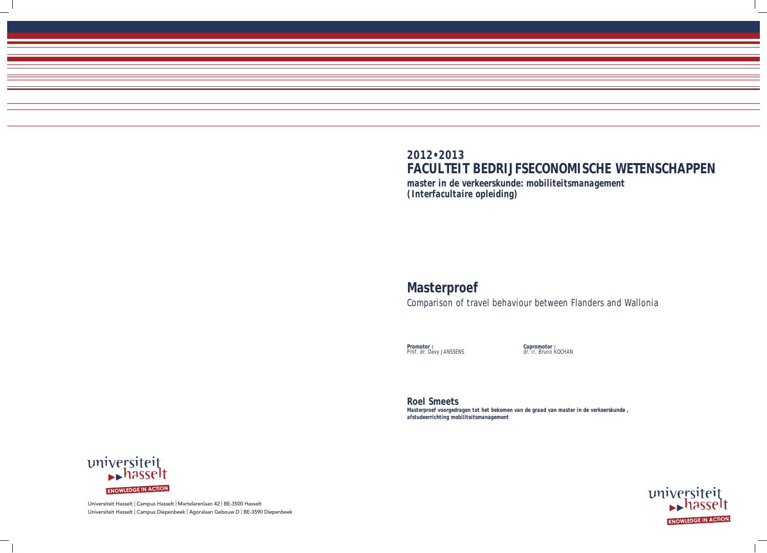**2012•2013**

# FACULTEIT BEDRIJFSECONOMISCHE WETENSCHAPPEN

**master in de verkeerskunde: mobiliteitsmanagement**
**(Interfacultaire opleiding)**

## Masterproef

Comparison of travel behaviour between Flanders and Wallonia

**Promotor :**
Prof. dr. Davy JANSSENS

**Copromotor :**
dr. ir. Bruno KOCHAN

**Roel Smeets**

**Masterproef voorgedragen tot het bekomen van de graad van master in de verkeerskunde , afstudeerrichting mobiliteitsmanagement**

universiteit hasselt
KNOWLEDGE IN ACTION

Universiteit Hasselt | Campus Hasselt | Martelarenlaan 42 | BE-3500 Hasselt
Universiteit Hasselt | Campus Diepenbeek | Agoralaan Gebouw D | BE-3590 Diepenbeek

universiteit hasselt
KNOWLEDGE IN ACTION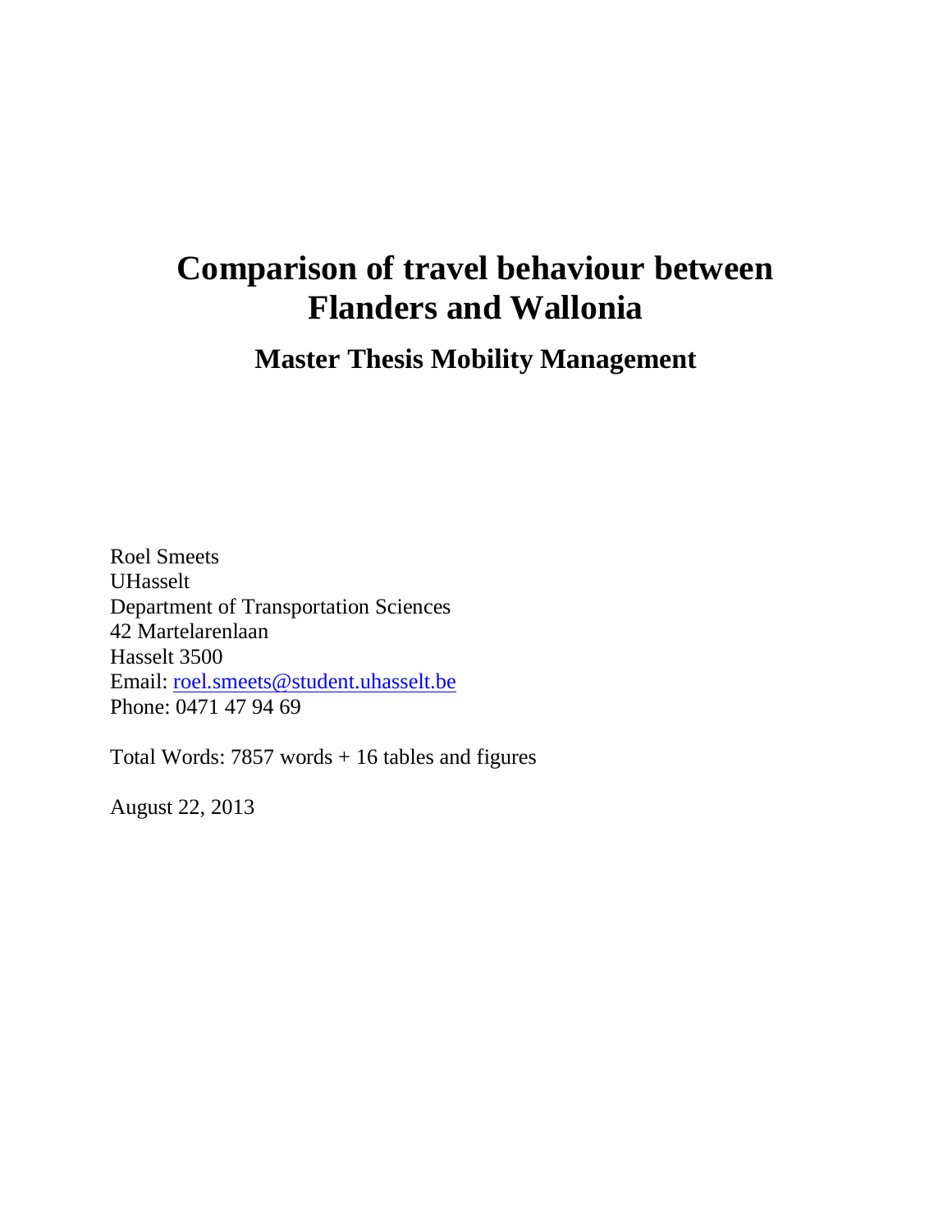# Comparison of travel behaviour between Flanders and Wallonia

## Master Thesis Mobility Management

Roel Smeets
UHasselt
Department of Transportation Sciences
42 Martelarenlaan
Hasselt 3500
Email: roel.smeets@student.uhasselt.be
Phone: 0471 47 94 69

Total Words: 7857 words + 16 tables and figures

August 22, 2013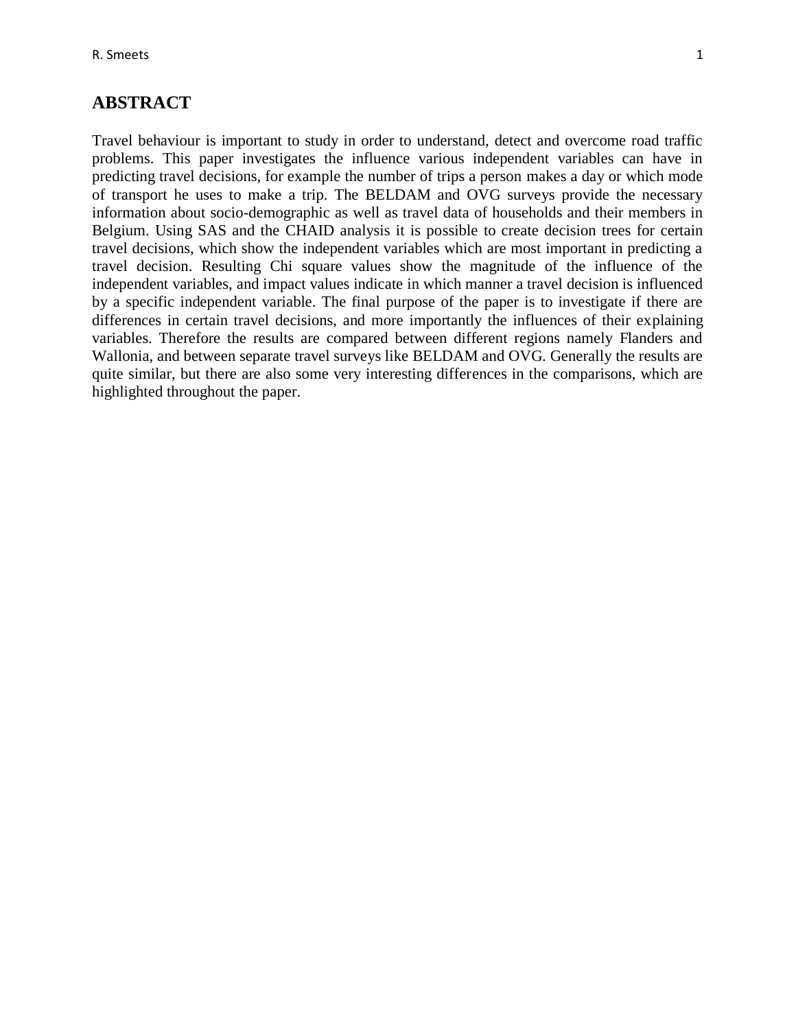# ABSTRACT

Travel behaviour is important to study in order to understand, detect and overcome road traffic problems. This paper investigates the influence various independent variables can have in predicting travel decisions, for example the number of trips a person makes a day or which mode of transport he uses to make a trip. The BELDAM and OVG surveys provide the necessary information about socio-demographic as well as travel data of households and their members in Belgium. Using SAS and the CHAID analysis it is possible to create decision trees for certain travel decisions, which show the independent variables which are most important in predicting a travel decision. Resulting Chi square values show the magnitude of the influence of the independent variables, and impact values indicate in which manner a travel decision is influenced by a specific independent variable. The final purpose of the paper is to investigate if there are differences in certain travel decisions, and more importantly the influences of their explaining variables. Therefore the results are compared between different regions namely Flanders and Wallonia, and between separate travel surveys like BELDAM and OVG. Generally the results are quite similar, but there are also some very interesting differences in the comparisons, which are highlighted throughout the paper.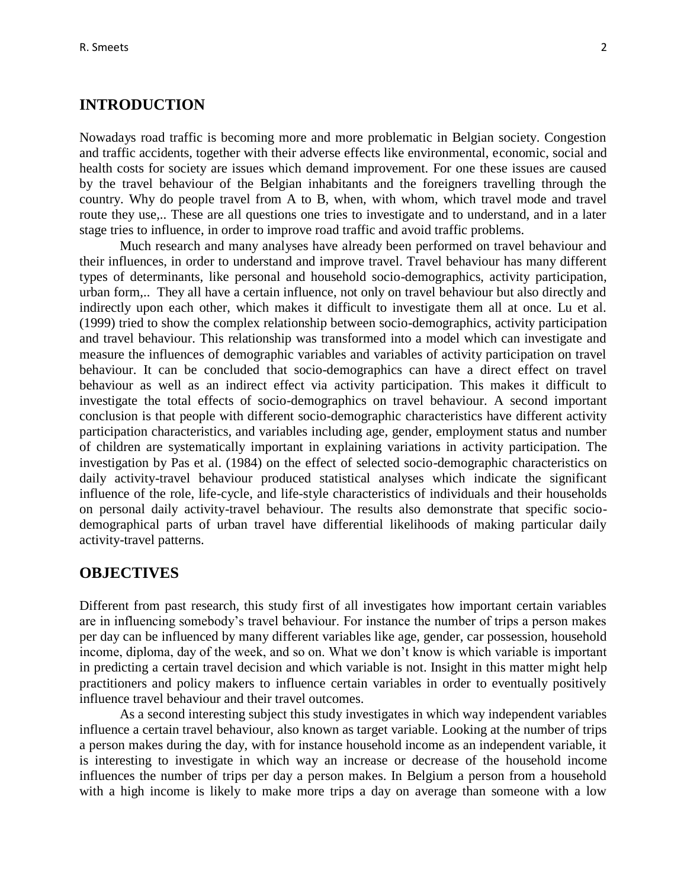## INTRODUCTION

Nowadays road traffic is becoming more and more problematic in Belgian society. Congestion and traffic accidents, together with their adverse effects like environmental, economic, social and health costs for society are issues which demand improvement. For one these issues are caused by the travel behaviour of the Belgian inhabitants and the foreigners travelling through the country. Why do people travel from A to B, when, with whom, which travel mode and travel route they use,.. These are all questions one tries to investigate and to understand, and in a later stage tries to influence, in order to improve road traffic and avoid traffic problems.

Much research and many analyses have already been performed on travel behaviour and their influences, in order to understand and improve travel. Travel behaviour has many different types of determinants, like personal and household socio-demographics, activity participation, urban form,.. They all have a certain influence, not only on travel behaviour but also directly and indirectly upon each other, which makes it difficult to investigate them all at once. Lu et al. (1999) tried to show the complex relationship between socio-demographics, activity participation and travel behaviour. This relationship was transformed into a model which can investigate and measure the influences of demographic variables and variables of activity participation on travel behaviour. It can be concluded that socio-demographics can have a direct effect on travel behaviour as well as an indirect effect via activity participation. This makes it difficult to investigate the total effects of socio-demographics on travel behaviour. A second important conclusion is that people with different socio-demographic characteristics have different activity participation characteristics, and variables including age, gender, employment status and number of children are systematically important in explaining variations in activity participation. The investigation by Pas et al. (1984) on the effect of selected socio-demographic characteristics on daily activity-travel behaviour produced statistical analyses which indicate the significant influence of the role, life-cycle, and life-style characteristics of individuals and their households on personal daily activity-travel behaviour. The results also demonstrate that specific socio-demographical parts of urban travel have differential likelihoods of making particular daily activity-travel patterns.

## OBJECTIVES

Different from past research, this study first of all investigates how important certain variables are in influencing somebody's travel behaviour. For instance the number of trips a person makes per day can be influenced by many different variables like age, gender, car possession, household income, diploma, day of the week, and so on. What we don't know is which variable is important in predicting a certain travel decision and which variable is not. Insight in this matter might help practitioners and policy makers to influence certain variables in order to eventually positively influence travel behaviour and their travel outcomes.

As a second interesting subject this study investigates in which way independent variables influence a certain travel behaviour, also known as target variable. Looking at the number of trips a person makes during the day, with for instance household income as an independent variable, it is interesting to investigate in which way an increase or decrease of the household income influences the number of trips per day a person makes. In Belgium a person from a household with a high income is likely to make more trips a day on average than someone with a low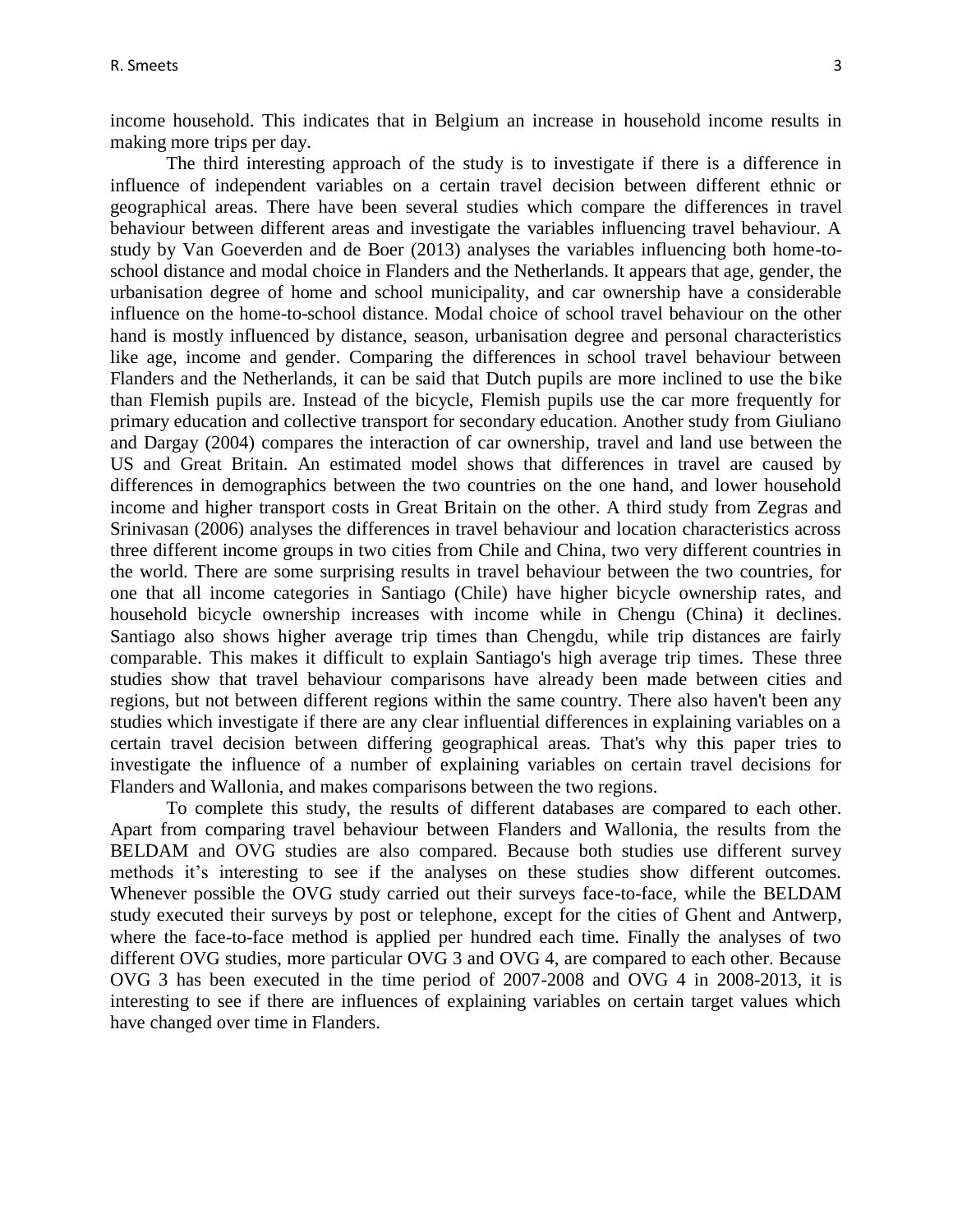income household. This indicates that in Belgium an increase in household income results in making more trips per day.

The third interesting approach of the study is to investigate if there is a difference in influence of independent variables on a certain travel decision between different ethnic or geographical areas. There have been several studies which compare the differences in travel behaviour between different areas and investigate the variables influencing travel behaviour. A study by Van Goeverden and de Boer (2013) analyses the variables influencing both home-to-school distance and modal choice in Flanders and the Netherlands. It appears that age, gender, the urbanisation degree of home and school municipality, and car ownership have a considerable influence on the home-to-school distance. Modal choice of school travel behaviour on the other hand is mostly influenced by distance, season, urbanisation degree and personal characteristics like age, income and gender. Comparing the differences in school travel behaviour between Flanders and the Netherlands, it can be said that Dutch pupils are more inclined to use the bike than Flemish pupils are. Instead of the bicycle, Flemish pupils use the car more frequently for primary education and collective transport for secondary education. Another study from Giuliano and Dargay (2004) compares the interaction of car ownership, travel and land use between the US and Great Britain. An estimated model shows that differences in travel are caused by differences in demographics between the two countries on the one hand, and lower household income and higher transport costs in Great Britain on the other. A third study from Zegras and Srinivasan (2006) analyses the differences in travel behaviour and location characteristics across three different income groups in two cities from Chile and China, two very different countries in the world. There are some surprising results in travel behaviour between the two countries, for one that all income categories in Santiago (Chile) have higher bicycle ownership rates, and household bicycle ownership increases with income while in Chengu (China) it declines. Santiago also shows higher average trip times than Chengdu, while trip distances are fairly comparable. This makes it difficult to explain Santiago's high average trip times. These three studies show that travel behaviour comparisons have already been made between cities and regions, but not between different regions within the same country. There also haven't been any studies which investigate if there are any clear influential differences in explaining variables on a certain travel decision between differing geographical areas. That's why this paper tries to investigate the influence of a number of explaining variables on certain travel decisions for Flanders and Wallonia, and makes comparisons between the two regions.

To complete this study, the results of different databases are compared to each other. Apart from comparing travel behaviour between Flanders and Wallonia, the results from the BELDAM and OVG studies are also compared. Because both studies use different survey methods it's interesting to see if the analyses on these studies show different outcomes. Whenever possible the OVG study carried out their surveys face-to-face, while the BELDAM study executed their surveys by post or telephone, except for the cities of Ghent and Antwerp, where the face-to-face method is applied per hundred each time. Finally the analyses of two different OVG studies, more particular OVG 3 and OVG 4, are compared to each other. Because OVG 3 has been executed in the time period of 2007-2008 and OVG 4 in 2008-2013, it is interesting to see if there are influences of explaining variables on certain target values which have changed over time in Flanders.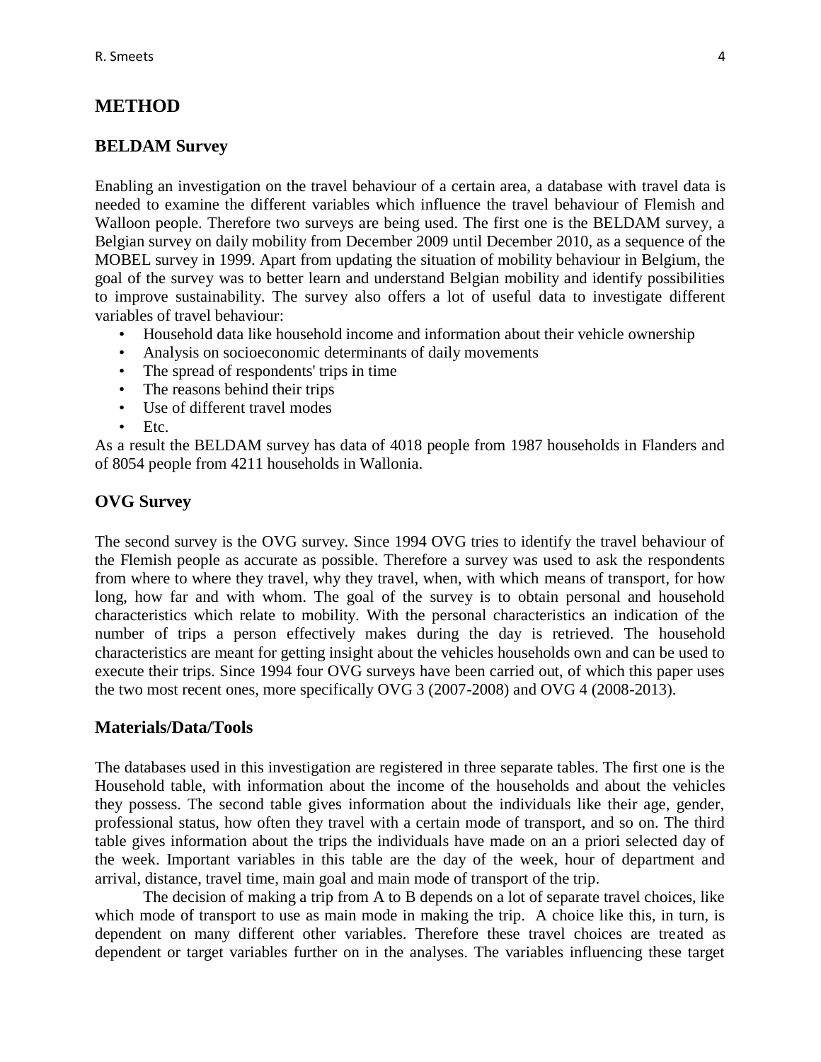## METHOD

### BELDAM Survey

Enabling an investigation on the travel behaviour of a certain area, a database with travel data is needed to examine the different variables which influence the travel behaviour of Flemish and Walloon people. Therefore two surveys are being used. The first one is the BELDAM survey, a Belgian survey on daily mobility from December 2009 until December 2010, as a sequence of the MOBEL survey in 1999. Apart from updating the situation of mobility behaviour in Belgium, the goal of the survey was to better learn and understand Belgian mobility and identify possibilities to improve sustainability. The survey also offers a lot of useful data to investigate different variables of travel behaviour:

- Household data like household income and information about their vehicle ownership
- Analysis on socioeconomic determinants of daily movements
- The spread of respondents' trips in time
- The reasons behind their trips
- Use of different travel modes
- Etc.

As a result the BELDAM survey has data of 4018 people from 1987 households in Flanders and of 8054 people from 4211 households in Wallonia.

### OVG Survey

The second survey is the OVG survey. Since 1994 OVG tries to identify the travel behaviour of the Flemish people as accurate as possible. Therefore a survey was used to ask the respondents from where to where they travel, why they travel, when, with which means of transport, for how long, how far and with whom. The goal of the survey is to obtain personal and household characteristics which relate to mobility. With the personal characteristics an indication of the number of trips a person effectively makes during the day is retrieved. The household characteristics are meant for getting insight about the vehicles households own and can be used to execute their trips. Since 1994 four OVG surveys have been carried out, of which this paper uses the two most recent ones, more specifically OVG 3 (2007-2008) and OVG 4 (2008-2013).

### Materials/Data/Tools

The databases used in this investigation are registered in three separate tables. The first one is the Household table, with information about the income of the households and about the vehicles they possess. The second table gives information about the individuals like their age, gender, professional status, how often they travel with a certain mode of transport, and so on. The third table gives information about the trips the individuals have made on an a priori selected day of the week. Important variables in this table are the day of the week, hour of department and arrival, distance, travel time, main goal and main mode of transport of the trip.

The decision of making a trip from A to B depends on a lot of separate travel choices, like which mode of transport to use as main mode in making the trip. A choice like this, in turn, is dependent on many different other variables. Therefore these travel choices are treated as dependent or target variables further on in the analyses. The variables influencing these target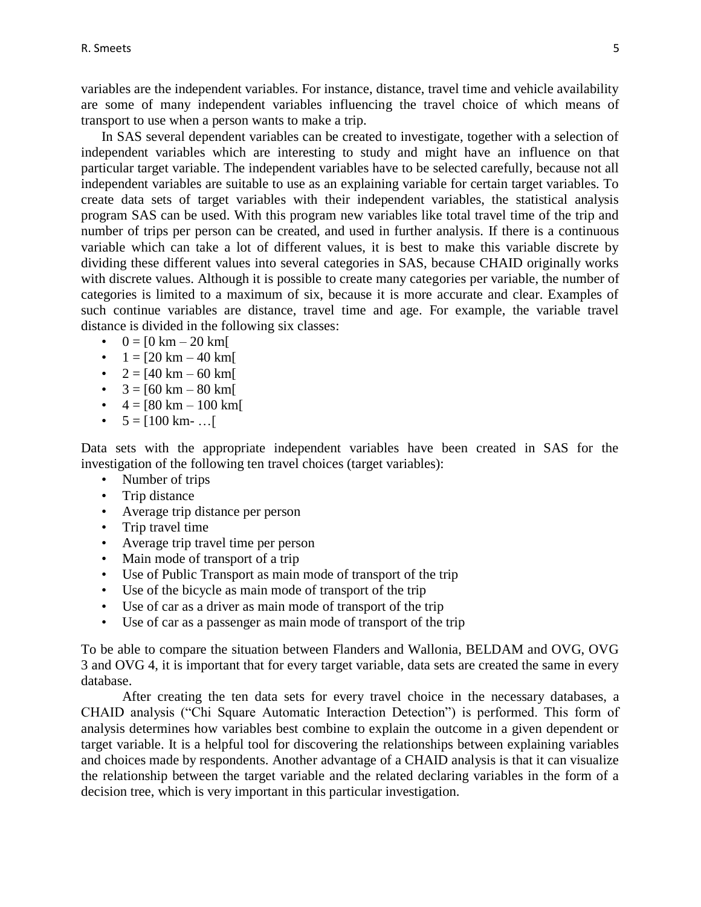variables are the independent variables. For instance, distance, travel time and vehicle availability are some of many independent variables influencing the travel choice of which means of transport to use when a person wants to make a trip.

In SAS several dependent variables can be created to investigate, together with a selection of independent variables which are interesting to study and might have an influence on that particular target variable. The independent variables have to be selected carefully, because not all independent variables are suitable to use as an explaining variable for certain target variables. To create data sets of target variables with their independent variables, the statistical analysis program SAS can be used. With this program new variables like total travel time of the trip and number of trips per person can be created, and used in further analysis. If there is a continuous variable which can take a lot of different values, it is best to make this variable discrete by dividing these different values into several categories in SAS, because CHAID originally works with discrete values. Although it is possible to create many categories per variable, the number of categories is limited to a maximum of six, because it is more accurate and clear. Examples of such continue variables are distance, travel time and age. For example, the variable travel distance is divided in the following six classes:

- 0 = [0 km – 20 km[
- 1 = [20 km – 40 km[
- 2 = [40 km – 60 km[
- 3 = [60 km – 80 km[
- 4 = [80 km – 100 km[
- 5 = [100 km- …[

Data sets with the appropriate independent variables have been created in SAS for the investigation of the following ten travel choices (target variables):

- Number of trips
- Trip distance
- Average trip distance per person
- Trip travel time
- Average trip travel time per person
- Main mode of transport of a trip
- Use of Public Transport as main mode of transport of the trip
- Use of the bicycle as main mode of transport of the trip
- Use of car as a driver as main mode of transport of the trip
- Use of car as a passenger as main mode of transport of the trip

To be able to compare the situation between Flanders and Wallonia, BELDAM and OVG, OVG 3 and OVG 4, it is important that for every target variable, data sets are created the same in every database.

After creating the ten data sets for every travel choice in the necessary databases, a CHAID analysis ("Chi Square Automatic Interaction Detection") is performed. This form of analysis determines how variables best combine to explain the outcome in a given dependent or target variable. It is a helpful tool for discovering the relationships between explaining variables and choices made by respondents. Another advantage of a CHAID analysis is that it can visualize the relationship between the target variable and the related declaring variables in the form of a decision tree, which is very important in this particular investigation.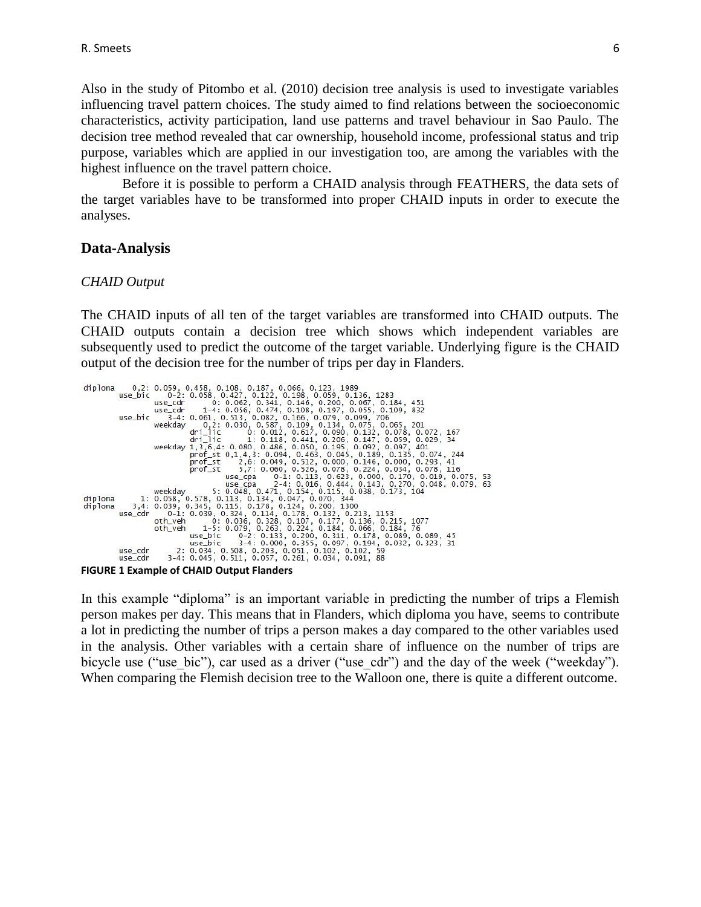Also in the study of Pitombo et al. (2010) decision tree analysis is used to investigate variables influencing travel pattern choices. The study aimed to find relations between the socioeconomic characteristics, activity participation, land use patterns and travel behaviour in Sao Paulo. The decision tree method revealed that car ownership, household income, professional status and trip purpose, variables which are applied in our investigation too, are among the variables with the highest influence on the travel pattern choice.

Before it is possible to perform a CHAID analysis through FEATHERS, the data sets of the target variables have to be transformed into proper CHAID inputs in order to execute the analyses.

## Data-Analysis

### *CHAID Output*

The CHAID inputs of all ten of the target variables are transformed into CHAID outputs. The CHAID outputs contain a decision tree which shows which independent variables are subsequently used to predict the outcome of the target variable. Underlying figure is the CHAID output of the decision tree for the number of trips per day in Flanders.

```
diploma     0,2: 0.059, 0.458, 0.108, 0.187, 0.066, 0.123, 1989
        use_bic    0-2: 0.058, 0.427, 0.122, 0.198, 0.059, 0.136, 1283
                use_cdr      0: 0.062, 0.341, 0.146, 0.200, 0.067, 0.184, 451
                use_cdr    1-4: 0.056, 0.474, 0.108, 0.197, 0.055, 0.109, 832
        use_bic    3-4: 0.061, 0.513, 0.082, 0.166, 0.079, 0.099, 706
                weekday     0,2: 0.030, 0.587, 0.109, 0.134, 0.075, 0.065, 201
                        dri_lic      0: 0.012, 0.617, 0.090, 0.132, 0.078, 0.072, 167
                        dri_lic      1: 0.118, 0.441, 0.206, 0.147, 0.059, 0.029, 34
                weekday 1,3,6,4: 0.080, 0.486, 0.050, 0.195, 0.092, 0.097, 401
                        prof_st 0,1,4,3: 0.094, 0.463, 0.045, 0.189, 0.135, 0.074, 244
                        prof_st    2,6: 0.049, 0.512, 0.000, 0.146, 0.000, 0.293, 41
                        prof_st    5,7: 0.060, 0.526, 0.078, 0.224, 0.034, 0.078, 116
                                use_cpa    0-1: 0.113, 0.623, 0.000, 0.170, 0.019, 0.075, 53
                                use_cpa    2-4: 0.016, 0.444, 0.143, 0.270, 0.048, 0.079, 63
                weekday      5: 0.048, 0.471, 0.154, 0.115, 0.038, 0.173, 104
diploma      1: 0.058, 0.578, 0.113, 0.134, 0.047, 0.070, 344
diploma    3,4: 0.039, 0.345, 0.115, 0.178, 0.124, 0.200, 1300
        use_cdr    0-1: 0.039, 0.324, 0.114, 0.178, 0.132, 0.213, 1153
                oth_veh      0: 0.036, 0.328, 0.107, 0.177, 0.136, 0.215, 1077
                oth_veh    1-5: 0.079, 0.263, 0.224, 0.184, 0.066, 0.184, 76
                        use_bic    0-2: 0.133, 0.200, 0.311, 0.178, 0.089, 0.089, 45
                        use_bic    3-4: 0.000, 0.355, 0.097, 0.194, 0.032, 0.323, 31
        use_cdr      2: 0.034, 0.508, 0.203, 0.051, 0.102, 0.102, 59
        use_cdr    3-4: 0.045, 0.511, 0.057, 0.261, 0.034, 0.091, 88
```

**FIGURE 1 Example of CHAID Output Flanders**

In this example "diploma" is an important variable in predicting the number of trips a Flemish person makes per day. This means that in Flanders, which diploma you have, seems to contribute a lot in predicting the number of trips a person makes a day compared to the other variables used in the analysis. Other variables with a certain share of influence on the number of trips are bicycle use ("use_bic"), car used as a driver ("use_cdr") and the day of the week ("weekday"). When comparing the Flemish decision tree to the Walloon one, there is quite a different outcome.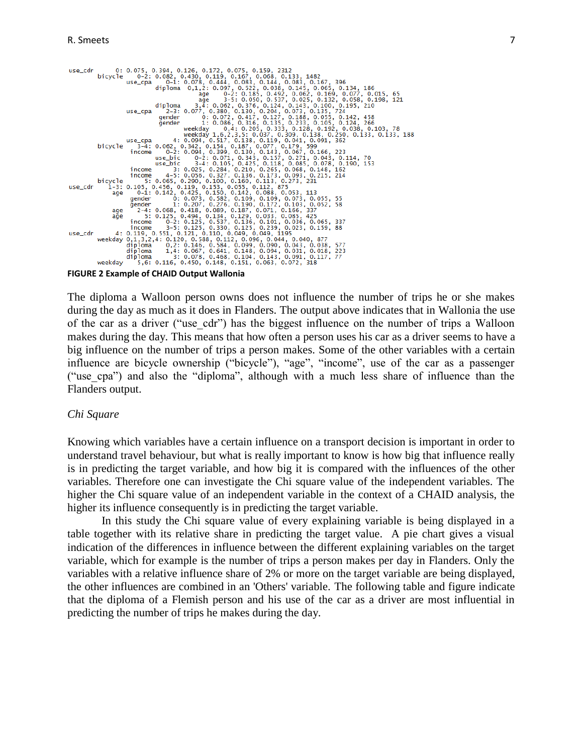```
use_cdr       0: 0.075, 0.394, 0.126, 0.172, 0.075, 0.159, 2312
        bicycle     0-2: 0.082, 0.430, 0.119, 0.167, 0.068, 0.133, 1482
                use_cpa     0-1: 0.078, 0.444, 0.083, 0.144, 0.083, 0.167, 396
                        diploma  0,1,2: 0.097, 0.522, 0.038, 0.145, 0.065, 0.134, 186
                                      age     0-2: 0.185, 0.492, 0.062, 0.169, 0.077, 0.015, 65
                                      age     3-5: 0.050, 0.537, 0.025, 0.132, 0.058, 0.198, 121
                        diploma     3,4: 0.062, 0.376, 0.124, 0.143, 0.100, 0.195, 210
                use_cpa     2-3: 0.077, 0.380, 0.130, 0.204, 0.073, 0.135, 724
                         gender       0: 0.072, 0.417, 0.127, 0.188, 0.055, 0.142, 458
                         gender       1: 0.086, 0.316, 0.135, 0.233, 0.105, 0.124, 266
                                weekday     0,4: 0.205, 0.333, 0.128, 0.192, 0.038, 0.103, 78
                                weekday 1,6,2,3,5: 0.037, 0.309, 0.138, 0.250, 0.133, 0.133, 188
                use_cpa       4: 0.094, 0.517, 0.138, 0.119, 0.041, 0.091, 362
        bicycle     3-4: 0.062, 0.342, 0.154, 0.187, 0.077, 0.179, 599
                 income     0-2: 0.094, 0.399, 0.130, 0.143, 0.067, 0.166, 223
                        use_bic     0-2: 0.071, 0.343, 0.157, 0.271, 0.043, 0.114, 70
                        use_bic     3-4: 0.105, 0.425, 0.118, 0.085, 0.078, 0.190, 153
                 income       3: 0.025, 0.284, 0.210, 0.265, 0.068, 0.148, 162
                 income     4-5: 0.056, 0.327, 0.136, 0.093, 0.093, 0.215, 214
        bicycle       5: 0.065, 0.290, 0.100, 0.160, 0.113, 0.273, 231
use_cdr     1-3: 0.105, 0.456, 0.119, 0.153, 0.055, 0.112, 875
           age     0-1: 0.142, 0.425, 0.150, 0.142, 0.088, 0.053, 113
                 gender       0: 0.073, 0.582, 0.109, 0.109, 0.073, 0.055, 55
                 gender       1: 0.207, 0.276, 0.190, 0.172, 0.103, 0.052, 58
           age     2-4: 0.068, 0.418, 0.089, 0.187, 0.071, 0.166, 337
           age       5: 0.125, 0.494, 0.134, 0.129, 0.033, 0.085, 425
                 income     0-2: 0.125, 0.537, 0.136, 0.101, 0.036, 0.065, 337
                 income     3-5: 0.125, 0.330, 0.125, 0.239, 0.023, 0.159, 88
use_cdr       4: 0.119, 0.551, 0.121, 0.110, 0.049, 0.049, 1195
        weekday 0,1,3,2,4: 0.120, 0.588, 0.112, 0.096, 0.044, 0.040, 877
                 diploma     0,2: 0.146, 0.584, 0.099, 0.090, 0.043, 0.038, 577
                 diploma     1,4: 0.067, 0.641, 0.148, 0.094, 0.031, 0.018, 223
                 diploma       3: 0.078, 0.468, 0.104, 0.143, 0.091, 0.117, 77
        weekday     5,6: 0.116, 0.450, 0.148, 0.151, 0.063, 0.072, 318
```

**FIGURE 2 Example of CHAID Output Wallonia**

The diploma a Walloon person owns does not influence the number of trips he or she makes during the day as much as it does in Flanders. The output above indicates that in Wallonia the use of the car as a driver ("use_cdr") has the biggest influence on the number of trips a Walloon makes during the day. This means that how often a person uses his car as a driver seems to have a big influence on the number of trips a person makes. Some of the other variables with a certain influence are bicycle ownership ("bicycle"), "age", "income", use of the car as a passenger ("use_cpa") and also the "diploma", although with a much less share of influence than the Flanders output.

*Chi Square*

Knowing which variables have a certain influence on a transport decision is important in order to understand travel behaviour, but what is really important to know is how big that influence really is in predicting the target variable, and how big it is compared with the influences of the other variables. Therefore one can investigate the Chi square value of the independent variables. The higher the Chi square value of an independent variable in the context of a CHAID analysis, the higher its influence consequently is in predicting the target variable.

In this study the Chi square value of every explaining variable is being displayed in a table together with its relative share in predicting the target value. A pie chart gives a visual indication of the differences in influence between the different explaining variables on the target variable, which for example is the number of trips a person makes per day in Flanders. Only the variables with a relative influence share of 2% or more on the target variable are being displayed, the other influences are combined in an 'Others' variable. The following table and figure indicate that the diploma of a Flemish person and his use of the car as a driver are most influential in predicting the number of trips he makes during the day.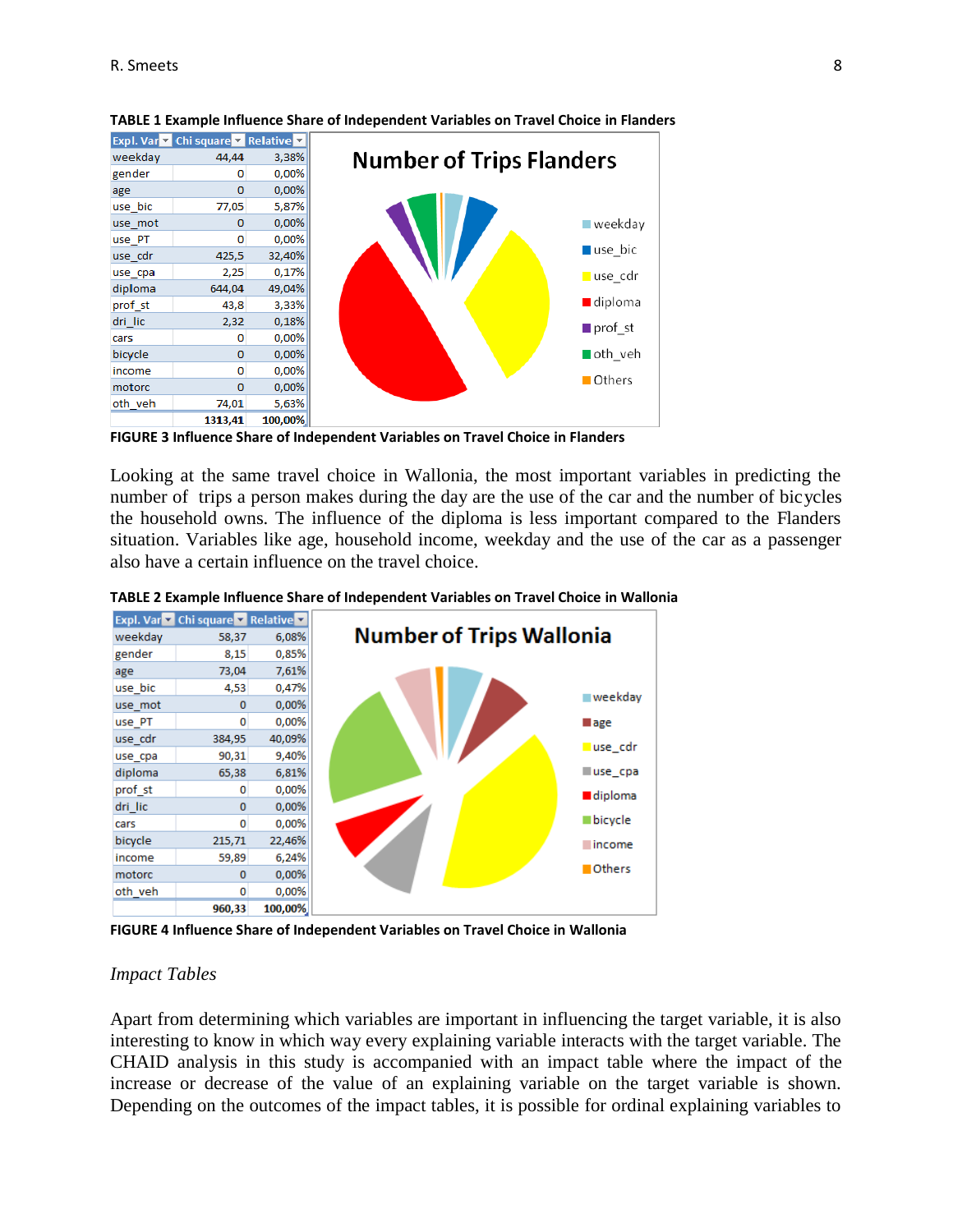**TABLE 1 Example Influence Share of Independent Variables on Travel Choice in Flanders**

| Expl. Var | Chi square | Relative |
|---|---|---|
| weekday | 44,44 | 3,38% |
| gender | 0 | 0,00% |
| age | 0 | 0,00% |
| use_bic | 77,05 | 5,87% |
| use_mot | 0 | 0,00% |
| use_PT | 0 | 0,00% |
| use_cdr | 425,5 | 32,40% |
| use_cpa | 2,25 | 0,17% |
| diploma | 644,04 | 49,04% |
| prof_st | 43,8 | 3,33% |
| dri_lic | 2,32 | 0,18% |
| cars | 0 | 0,00% |
| bicycle | 0 | 0,00% |
| income | 0 | 0,00% |
| motorc | 0 | 0,00% |
| oth_veh | 74,01 | 5,63% |
| | 1313,41 | 100,00% |

**FIGURE 3 Influence Share of Independent Variables on Travel Choice in Flanders**

Looking at the same travel choice in Wallonia, the most important variables in predicting the number of trips a person makes during the day are the use of the car and the number of bicycles the household owns. The influence of the diploma is less important compared to the Flanders situation. Variables like age, household income, weekday and the use of the car as a passenger also have a certain influence on the travel choice.

**TABLE 2 Example Influence Share of Independent Variables on Travel Choice in Wallonia**

| Expl. Var | Chi square | Relative |
|---|---|---|
| weekday | 58,37 | 6,08% |
| gender | 8,15 | 0,85% |
| age | 73,04 | 7,61% |
| use_bic | 4,53 | 0,47% |
| use_mot | 0 | 0,00% |
| use_PT | 0 | 0,00% |
| use_cdr | 384,95 | 40,09% |
| use_cpa | 90,31 | 9,40% |
| diploma | 65,38 | 6,81% |
| prof_st | 0 | 0,00% |
| dri_lic | 0 | 0,00% |
| cars | 0 | 0,00% |
| bicycle | 215,71 | 22,46% |
| income | 59,89 | 6,24% |
| motorc | 0 | 0,00% |
| oth_veh | 0 | 0,00% |
| | 960,33 | 100,00% |

**FIGURE 4 Influence Share of Independent Variables on Travel Choice in Wallonia**

### *Impact Tables*

Apart from determining which variables are important in influencing the target variable, it is also interesting to know in which way every explaining variable interacts with the target variable. The CHAID analysis in this study is accompanied with an impact table where the impact of the increase or decrease of the value of an explaining variable on the target variable is shown. Depending on the outcomes of the impact tables, it is possible for ordinal explaining variables to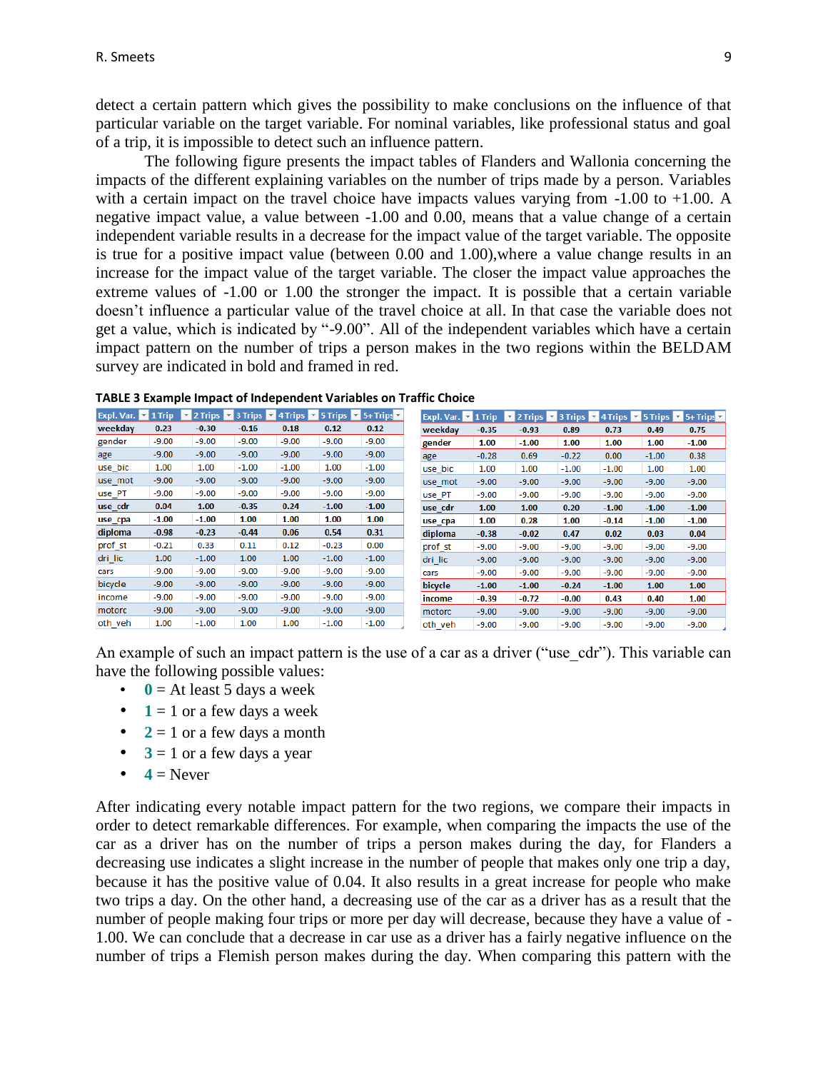detect a certain pattern which gives the possibility to make conclusions on the influence of that particular variable on the target variable. For nominal variables, like professional status and goal of a trip, it is impossible to detect such an influence pattern.

The following figure presents the impact tables of Flanders and Wallonia concerning the impacts of the different explaining variables on the number of trips made by a person. Variables with a certain impact on the travel choice have impacts values varying from -1.00 to +1.00. A negative impact value, a value between -1.00 and 0.00, means that a value change of a certain independent variable results in a decrease for the impact value of the target variable. The opposite is true for a positive impact value (between 0.00 and 1.00),where a value change results in an increase for the impact value of the target variable. The closer the impact value approaches the extreme values of -1.00 or 1.00 the stronger the impact. It is possible that a certain variable doesn't influence a particular value of the travel choice at all. In that case the variable does not get a value, which is indicated by "-9.00". All of the independent variables which have a certain impact pattern on the number of trips a person makes in the two regions within the BELDAM survey are indicated in bold and framed in red.

**TABLE 3 Example Impact of Independent Variables on Traffic Choice**

| Expl. Var. | 1 Trip | 2 Trips | 3 Trips | 4 Trips | 5 Trips | 5+ Trips |
|---|---|---|---|---|---|---|
| **weekday** | **0.23** | **-0.30** | **-0.16** | **0.18** | **0.12** | **0.12** |
| gender | -9.00 | -9.00 | -9.00 | -9.00 | -9.00 | -9.00 |
| age | -9.00 | -9.00 | -9.00 | -9.00 | -9.00 | -9.00 |
| use_bic | 1.00 | 1.00 | -1.00 | -1.00 | 1.00 | -1.00 |
| use_mot | -9.00 | -9.00 | -9.00 | -9.00 | -9.00 | -9.00 |
| use_PT | -9.00 | -9.00 | -9.00 | -9.00 | -9.00 | -9.00 |
| **use_cdr** | **0.04** | **1.00** | **-0.35** | **0.24** | **-1.00** | **-1.00** |
| **use_cpa** | **-1.00** | **-1.00** | **1.00** | **1.00** | **1.00** | **1.00** |
| **diploma** | **-0.98** | **-0.23** | **-0.44** | **0.06** | **0.54** | **0.31** |
| prof_st | -0.21 | 0.33 | 0.11 | 0.12 | -0.23 | 0.00 |
| dri_lic | 1.00 | -1.00 | 1.00 | 1.00 | -1.00 | -1.00 |
| cars | -9.00 | -9.00 | -9.00 | -9.00 | -9.00 | -9.00 |
| bicycle | -9.00 | -9.00 | -9.00 | -9.00 | -9.00 | -9.00 |
| income | -9.00 | -9.00 | -9.00 | -9.00 | -9.00 | -9.00 |
| motorc | -9.00 | -9.00 | -9.00 | -9.00 | -9.00 | -9.00 |
| oth_veh | 1.00 | -1.00 | 1.00 | 1.00 | -1.00 | -1.00 |

| Expl. Var. | 1 Trip | 2 Trips | 3 Trips | 4 Trips | 5 Trips | 5+ Trips |
|---|---|---|---|---|---|---|
| **weekday** | **-0.35** | **-0.93** | **0.89** | **0.73** | **0.49** | **0.75** |
| **gender** | **1.00** | **-1.00** | **1.00** | **1.00** | **1.00** | **-1.00** |
| age | -0.28 | 0.69 | -0.22 | 0.00 | -1.00 | 0.38 |
| use_bic | 1.00 | 1.00 | -1.00 | -1.00 | 1.00 | 1.00 |
| use_mot | -9.00 | -9.00 | -9.00 | -9.00 | -9.00 | -9.00 |
| use_PT | -9.00 | -9.00 | -9.00 | -9.00 | -9.00 | -9.00 |
| **use_cdr** | **1.00** | **1.00** | **0.20** | **-1.00** | **-1.00** | **-1.00** |
| **use_cpa** | **1.00** | **0.28** | **1.00** | **-0.14** | **-1.00** | **-1.00** |
| **diploma** | **-0.38** | **-0.02** | **0.47** | **0.02** | **0.03** | **0.04** |
| prof_st | -9.00 | -9.00 | -9.00 | -9.00 | -9.00 | -9.00 |
| dri_lic | -9.00 | -9.00 | -9.00 | -9.00 | -9.00 | -9.00 |
| cars | -9.00 | -9.00 | -9.00 | -9.00 | -9.00 | -9.00 |
| **bicycle** | **-1.00** | **-1.00** | **-0.24** | **-1.00** | **1.00** | **1.00** |
| **income** | **-0.39** | **-0.72** | **-0.00** | **0.43** | **0.40** | **1.00** |
| motorc | -9.00 | -9.00 | -9.00 | -9.00 | -9.00 | -9.00 |
| oth_veh | -9.00 | -9.00 | -9.00 | -9.00 | -9.00 | -9.00 |

An example of such an impact pattern is the use of a car as a driver ("use_cdr"). This variable can have the following possible values:

- **0** = At least 5 days a week
- **1** = 1 or a few days a week
- **2** = 1 or a few days a month
- **3** = 1 or a few days a year
- **4** = Never

After indicating every notable impact pattern for the two regions, we compare their impacts in order to detect remarkable differences. For example, when comparing the impacts the use of the car as a driver has on the number of trips a person makes during the day, for Flanders a decreasing use indicates a slight increase in the number of people that makes only one trip a day, because it has the positive value of 0.04. It also results in a great increase for people who make two trips a day. On the other hand, a decreasing use of the car as a driver has as a result that the number of people making four trips or more per day will decrease, because they have a value of -1.00. We can conclude that a decrease in car use as a driver has a fairly negative influence on the number of trips a Flemish person makes during the day. When comparing this pattern with the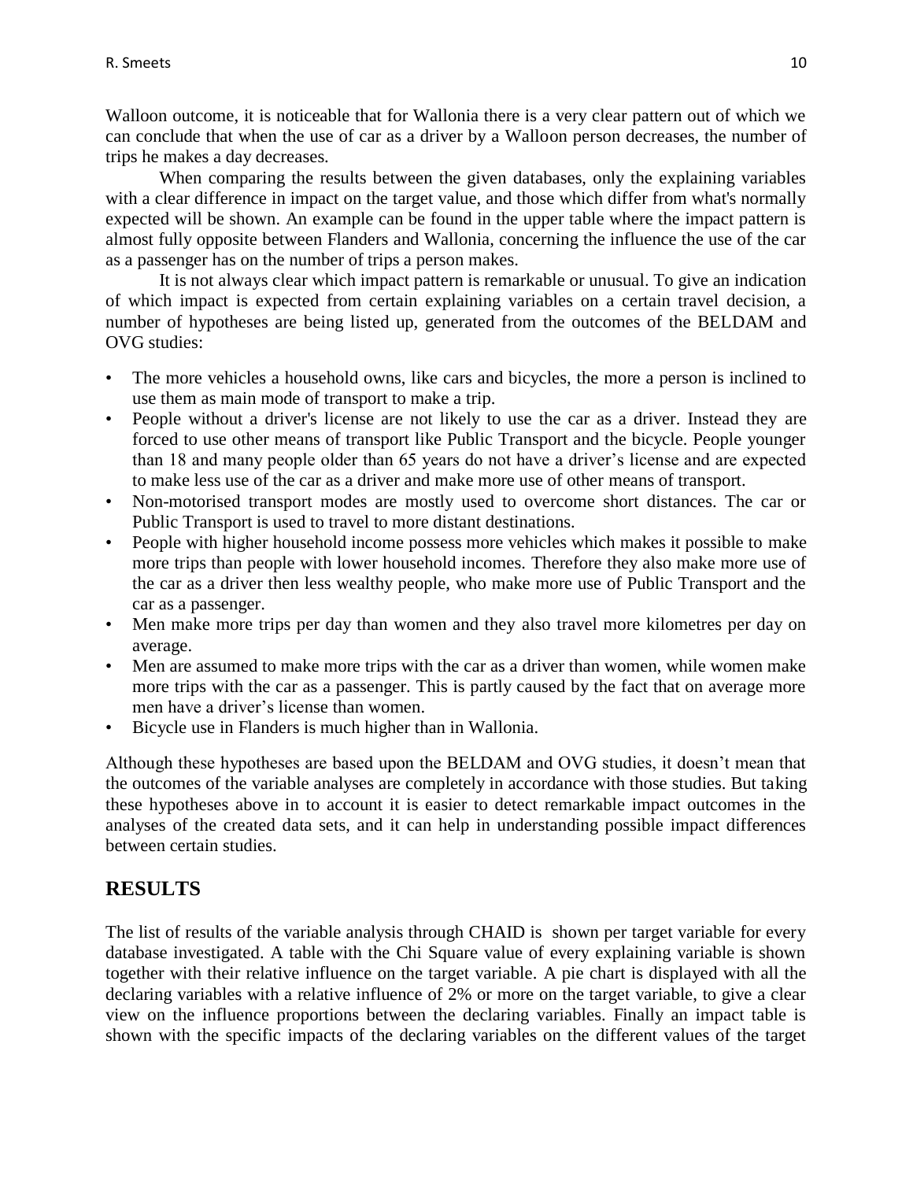Walloon outcome, it is noticeable that for Wallonia there is a very clear pattern out of which we can conclude that when the use of car as a driver by a Walloon person decreases, the number of trips he makes a day decreases.

When comparing the results between the given databases, only the explaining variables with a clear difference in impact on the target value, and those which differ from what's normally expected will be shown. An example can be found in the upper table where the impact pattern is almost fully opposite between Flanders and Wallonia, concerning the influence the use of the car as a passenger has on the number of trips a person makes.

It is not always clear which impact pattern is remarkable or unusual. To give an indication of which impact is expected from certain explaining variables on a certain travel decision, a number of hypotheses are being listed up, generated from the outcomes of the BELDAM and OVG studies:

- The more vehicles a household owns, like cars and bicycles, the more a person is inclined to use them as main mode of transport to make a trip.
- People without a driver's license are not likely to use the car as a driver. Instead they are forced to use other means of transport like Public Transport and the bicycle. People younger than 18 and many people older than 65 years do not have a driver's license and are expected to make less use of the car as a driver and make more use of other means of transport.
- Non-motorised transport modes are mostly used to overcome short distances. The car or Public Transport is used to travel to more distant destinations.
- People with higher household income possess more vehicles which makes it possible to make more trips than people with lower household incomes. Therefore they also make more use of the car as a driver then less wealthy people, who make more use of Public Transport and the car as a passenger.
- Men make more trips per day than women and they also travel more kilometres per day on average.
- Men are assumed to make more trips with the car as a driver than women, while women make more trips with the car as a passenger. This is partly caused by the fact that on average more men have a driver's license than women.
- Bicycle use in Flanders is much higher than in Wallonia.

Although these hypotheses are based upon the BELDAM and OVG studies, it doesn't mean that the outcomes of the variable analyses are completely in accordance with those studies. But taking these hypotheses above in to account it is easier to detect remarkable impact outcomes in the analyses of the created data sets, and it can help in understanding possible impact differences between certain studies.

## RESULTS

The list of results of the variable analysis through CHAID is shown per target variable for every database investigated. A table with the Chi Square value of every explaining variable is shown together with their relative influence on the target variable. A pie chart is displayed with all the declaring variables with a relative influence of 2% or more on the target variable, to give a clear view on the influence proportions between the declaring variables. Finally an impact table is shown with the specific impacts of the declaring variables on the different values of the target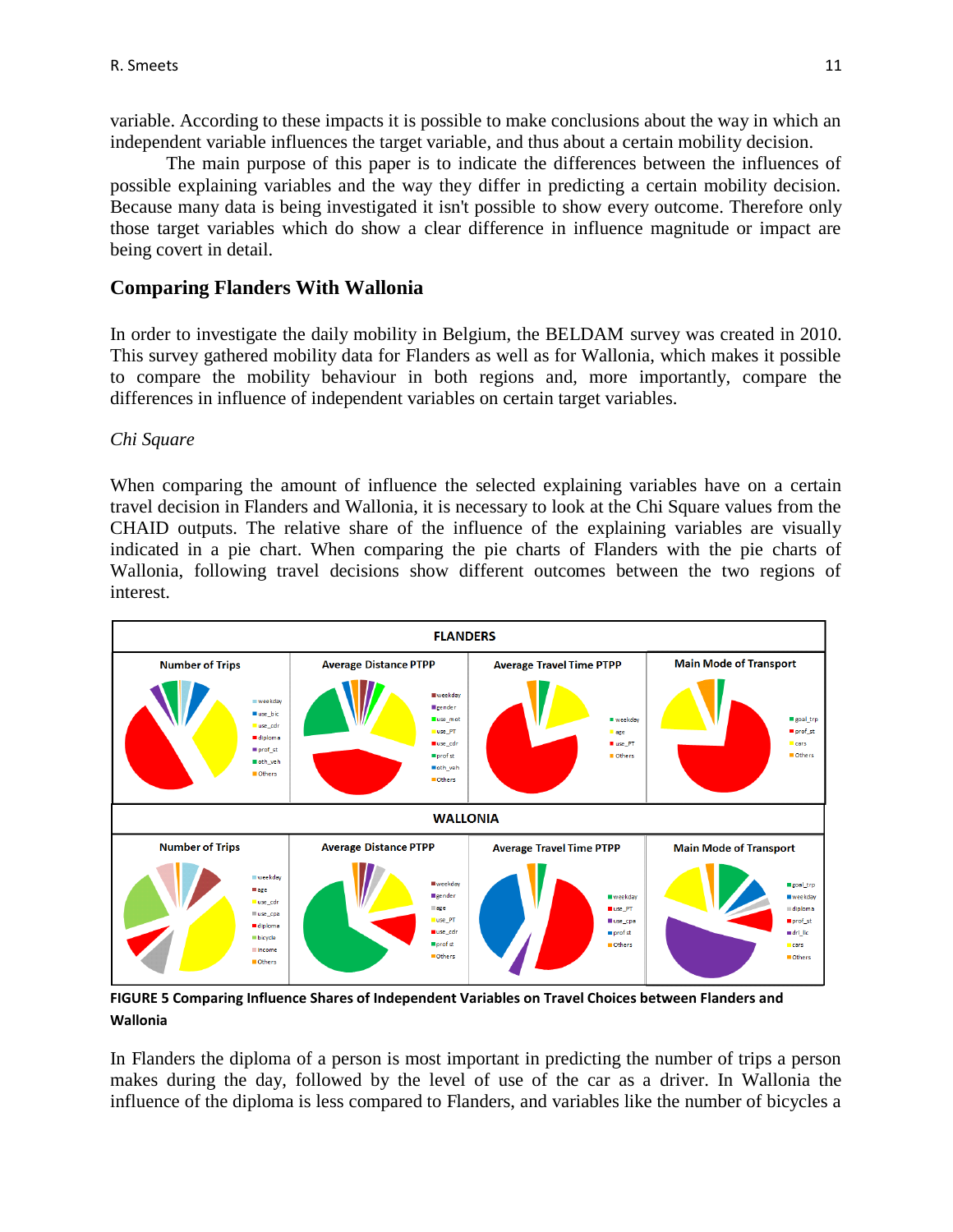variable. According to these impacts it is possible to make conclusions about the way in which an independent variable influences the target variable, and thus about a certain mobility decision.

The main purpose of this paper is to indicate the differences between the influences of possible explaining variables and the way they differ in predicting a certain mobility decision. Because many data is being investigated it isn't possible to show every outcome. Therefore only those target variables which do show a clear difference in influence magnitude or impact are being covert in detail.

## Comparing Flanders With Wallonia

In order to investigate the daily mobility in Belgium, the BELDAM survey was created in 2010. This survey gathered mobility data for Flanders as well as for Wallonia, which makes it possible to compare the mobility behaviour in both regions and, more importantly, compare the differences in influence of independent variables on certain target variables.

*Chi Square*

When comparing the amount of influence the selected explaining variables have on a certain travel decision in Flanders and Wallonia, it is necessary to look at the Chi Square values from the CHAID outputs. The relative share of the influence of the explaining variables are visually indicated in a pie chart. When comparing the pie charts of Flanders with the pie charts of Wallonia, following travel decisions show different outcomes between the two regions of interest.

**FIGURE 5 Comparing Influence Shares of Independent Variables on Travel Choices between Flanders and Wallonia**

In Flanders the diploma of a person is most important in predicting the number of trips a person makes during the day, followed by the level of use of the car as a driver. In Wallonia the influence of the diploma is less compared to Flanders, and variables like the number of bicycles a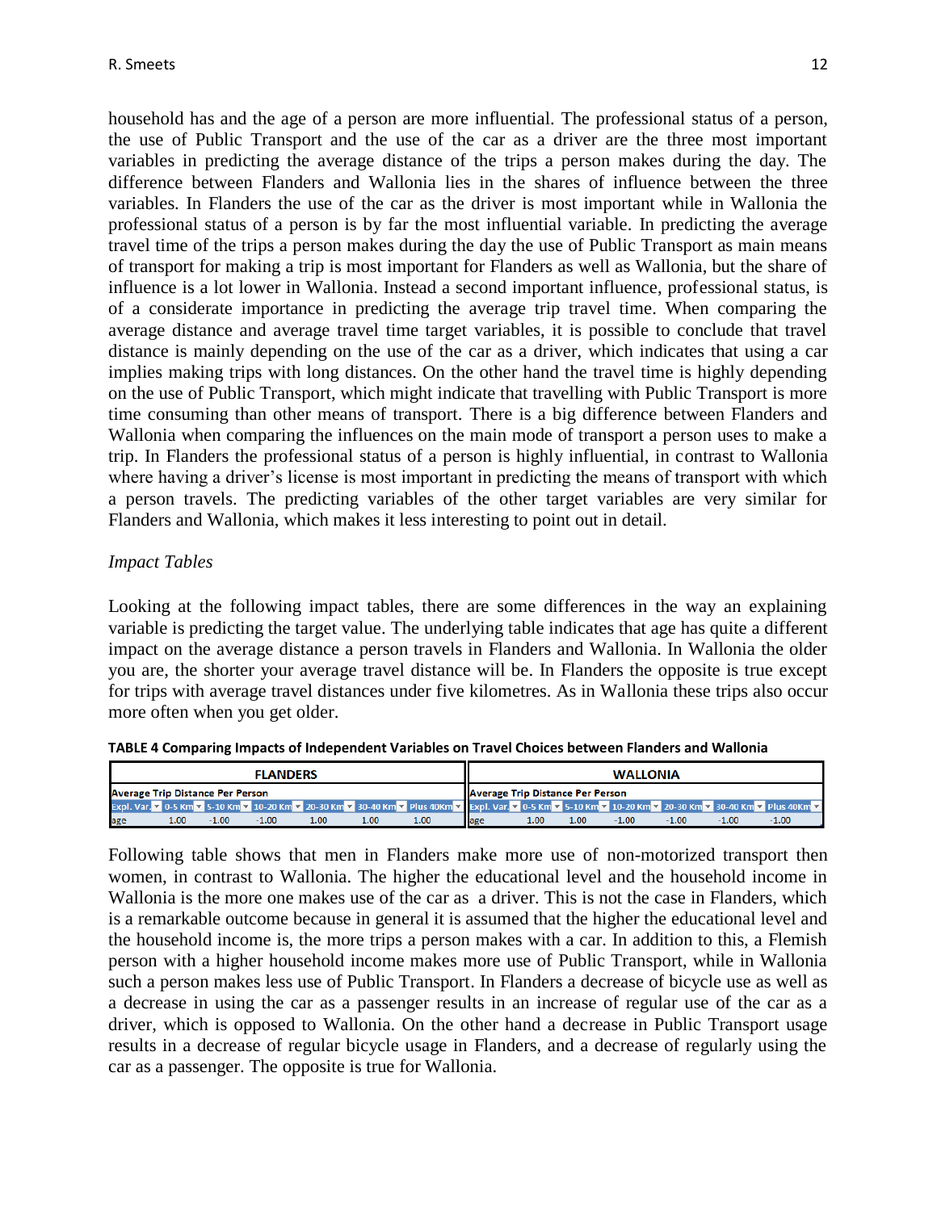household has and the age of a person are more influential. The professional status of a person, the use of Public Transport and the use of the car as a driver are the three most important variables in predicting the average distance of the trips a person makes during the day. The difference between Flanders and Wallonia lies in the shares of influence between the three variables. In Flanders the use of the car as the driver is most important while in Wallonia the professional status of a person is by far the most influential variable. In predicting the average travel time of the trips a person makes during the day the use of Public Transport as main means of transport for making a trip is most important for Flanders as well as Wallonia, but the share of influence is a lot lower in Wallonia. Instead a second important influence, professional status, is of a considerate importance in predicting the average trip travel time. When comparing the average distance and average travel time target variables, it is possible to conclude that travel distance is mainly depending on the use of the car as a driver, which indicates that using a car implies making trips with long distances. On the other hand the travel time is highly depending on the use of Public Transport, which might indicate that travelling with Public Transport is more time consuming than other means of transport. There is a big difference between Flanders and Wallonia when comparing the influences on the main mode of transport a person uses to make a trip. In Flanders the professional status of a person is highly influential, in contrast to Wallonia where having a driver's license is most important in predicting the means of transport with which a person travels. The predicting variables of the other target variables are very similar for Flanders and Wallonia, which makes it less interesting to point out in detail.

*Impact Tables*

Looking at the following impact tables, there are some differences in the way an explaining variable is predicting the target value. The underlying table indicates that age has quite a different impact on the average distance a person travels in Flanders and Wallonia. In Wallonia the older you are, the shorter your average travel distance will be. In Flanders the opposite is true except for trips with average travel distances under five kilometres. As in Wallonia these trips also occur more often when you get older.

**TABLE 4 Comparing Impacts of Independent Variables on Travel Choices between Flanders and Wallonia**

| FLANDERS | | | | | | | WALLONIA | | | | | | |
|---|---|---|---|---|---|---|---|---|---|---|---|---|---|
| Average Trip Distance Per Person | | | | | | | Average Trip Distance Per Person | | | | | | |
| Expl. Var. | 0-5 Km | 5-10 Km | 10-20 Km | 20-30 Km | 30-40 Km | Plus 40Km | Expl. Var. | 0-5 Km | 5-10 Km | 10-20 Km | 20-30 Km | 30-40 Km | Plus 40Km |
| age | 1.00 | -1.00 | -1.00 | 1.00 | 1.00 | 1.00 | age | 1.00 | 1.00 | -1.00 | -1.00 | -1.00 | -1.00 |

Following table shows that men in Flanders make more use of non-motorized transport then women, in contrast to Wallonia. The higher the educational level and the household income in Wallonia is the more one makes use of the car as a driver. This is not the case in Flanders, which is a remarkable outcome because in general it is assumed that the higher the educational level and the household income is, the more trips a person makes with a car. In addition to this, a Flemish person with a higher household income makes more use of Public Transport, while in Wallonia such a person makes less use of Public Transport. In Flanders a decrease of bicycle use as well as a decrease in using the car as a passenger results in an increase of regular use of the car as a driver, which is opposed to Wallonia. On the other hand a decrease in Public Transport usage results in a decrease of regular bicycle usage in Flanders, and a decrease of regularly using the car as a passenger. The opposite is true for Wallonia.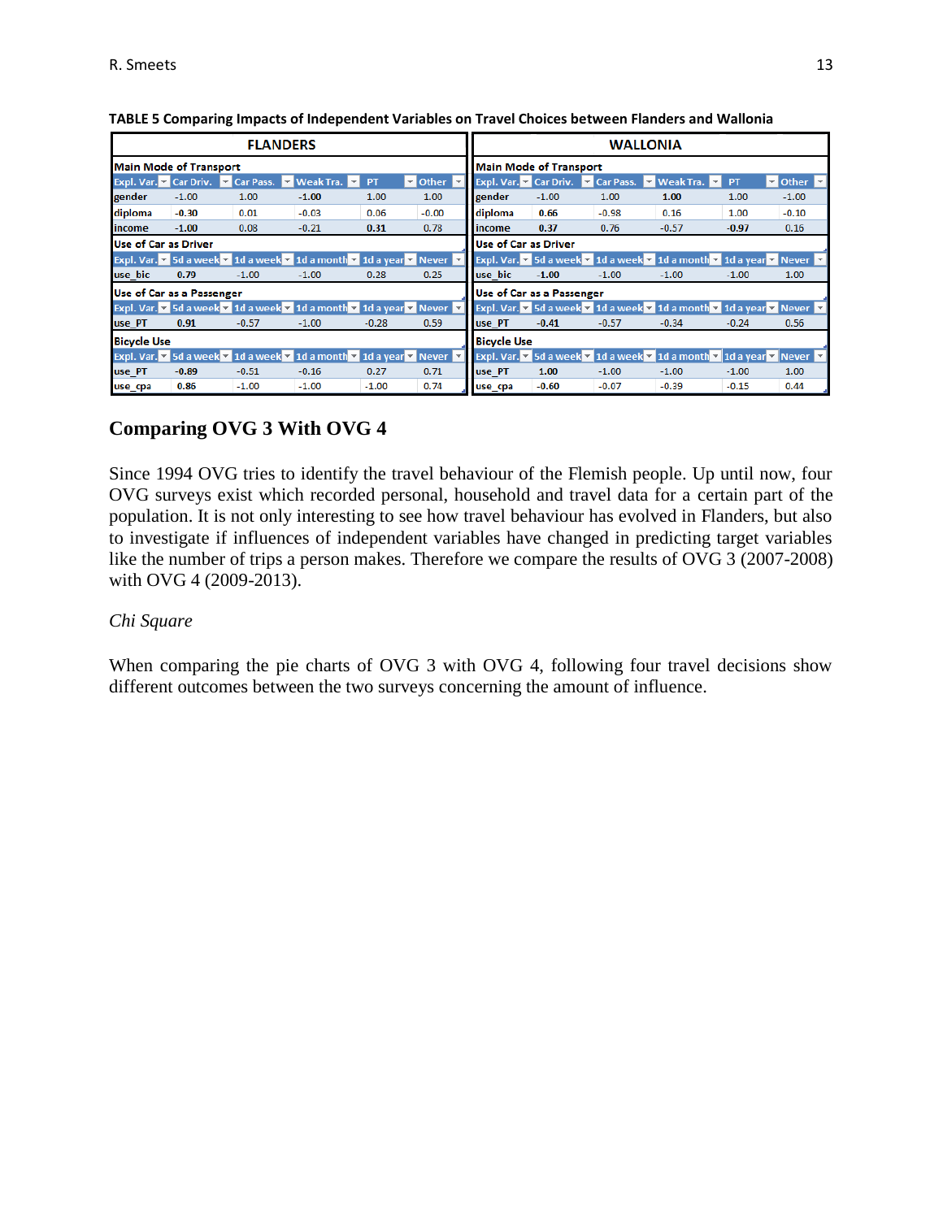**TABLE 5 Comparing Impacts of Independent Variables on Travel Choices between Flanders and Wallonia**

| FLANDERS | | | | | | WALLONIA | | | | | |
|---|---|---|---|---|---|---|---|---|---|---|---|
| **Main Mode of Transport** | | | | | | **Main Mode of Transport** | | | | | |
| Expl. Var. | Car Driv. | Car Pass. | Weak Tra. | PT | Other | Expl. Var. | Car Driv. | Car Pass. | Weak Tra. | PT | Other |
| gender | -1.00 | 1.00 | **-1.00** | 1.00 | 1.00 | gender | -1.00 | 1.00 | **1.00** | 1.00 | -1.00 |
| diploma | **-0.30** | 0.01 | -0.03 | 0.06 | -0.00 | diploma | **0.66** | -0.98 | 0.16 | 1.00 | -0.10 |
| income | **-1.00** | 0.08 | -0.21 | **0.31** | 0.78 | income | **0.37** | 0.76 | -0.57 | **-0.97** | 0.16 |
| **Use of Car as Driver** | | | | | | **Use of Car as Driver** | | | | | |
| Expl. Var. | 5d a week | 1d a week | 1d a month | 1d a year | Never | Expl. Var. | 5d a week | 1d a week | 1d a month | 1d a year | Never |
| use_bic | **0.79** | -1.00 | -1.00 | 0.28 | 0.25 | use_bic | **-1.00** | -1.00 | -1.00 | -1.00 | 1.00 |
| **Use of Car as a Passenger** | | | | | | **Use of Car as a Passenger** | | | | | |
| Expl. Var. | 5d a week | 1d a week | 1d a month | 1d a year | Never | Expl. Var. | 5d a week | 1d a week | 1d a month | 1d a year | Never |
| use_PT | **0.91** | -0.57 | -1.00 | -0.28 | 0.59 | use_PT | **-0.41** | -0.57 | -0.34 | -0.24 | 0.56 |
| **Bicycle Use** | | | | | | **Bicycle Use** | | | | | |
| Expl. Var. | 5d a week | 1d a week | 1d a month | 1d a year | Never | Expl. Var. | 5d a week | 1d a week | 1d a month | 1d a year | Never |
| use_PT | **-0.89** | -0.51 | -0.16 | 0.27 | 0.71 | use_PT | **1.00** | -1.00 | -1.00 | -1.00 | 1.00 |
| use_cpa | **0.86** | -1.00 | -1.00 | -1.00 | 0.74 | use_cpa | **-0.60** | -0.07 | -0.39 | -0.15 | 0.44 |

## Comparing OVG 3 With OVG 4

Since 1994 OVG tries to identify the travel behaviour of the Flemish people. Up until now, four OVG surveys exist which recorded personal, household and travel data for a certain part of the population. It is not only interesting to see how travel behaviour has evolved in Flanders, but also to investigate if influences of independent variables have changed in predicting target variables like the number of trips a person makes. Therefore we compare the results of OVG 3 (2007-2008) with OVG 4 (2009-2013).

*Chi Square*

When comparing the pie charts of OVG 3 with OVG 4, following four travel decisions show different outcomes between the two surveys concerning the amount of influence.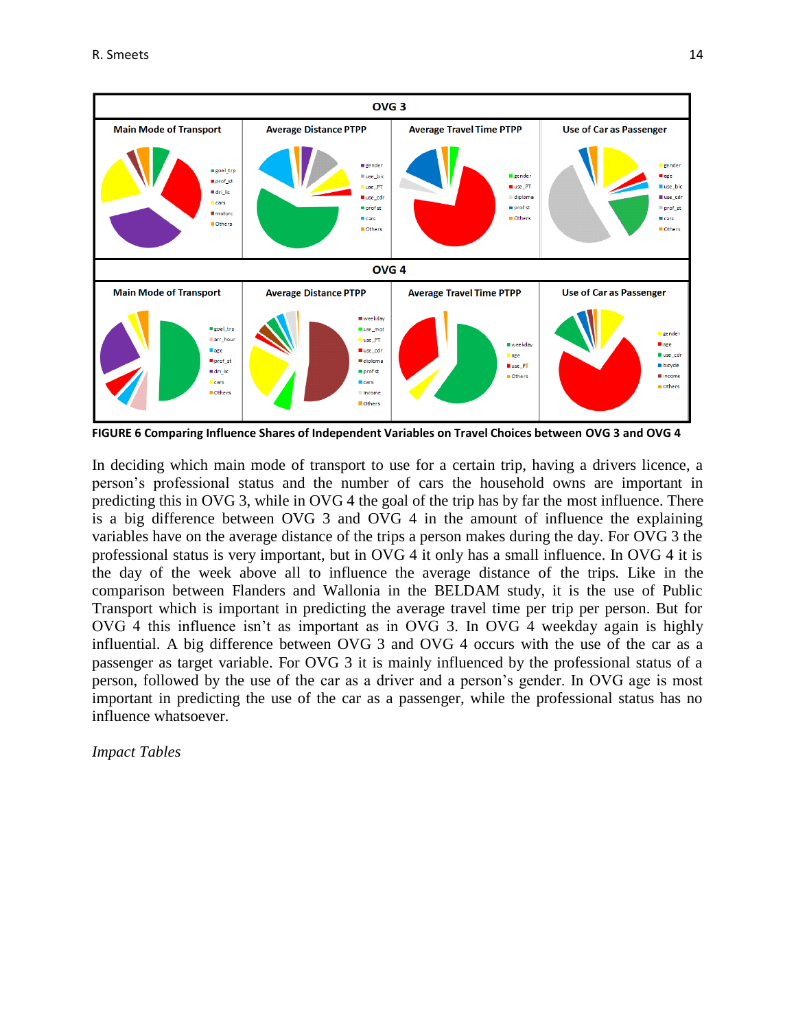FIGURE 6 Comparing Influence Shares of Independent Variables on Travel Choices between OVG 3 and OVG 4

In deciding which main mode of transport to use for a certain trip, having a drivers licence, a person's professional status and the number of cars the household owns are important in predicting this in OVG 3, while in OVG 4 the goal of the trip has by far the most influence. There is a big difference between OVG 3 and OVG 4 in the amount of influence the explaining variables have on the average distance of the trips a person makes during the day. For OVG 3 the professional status is very important, but in OVG 4 it only has a small influence. In OVG 4 it is the day of the week above all to influence the average distance of the trips. Like in the comparison between Flanders and Wallonia in the BELDAM study, it is the use of Public Transport which is important in predicting the average travel time per trip per person. But for OVG 4 this influence isn't as important as in OVG 3. In OVG 4 weekday again is highly influential. A big difference between OVG 3 and OVG 4 occurs with the use of the car as a passenger as target variable. For OVG 3 it is mainly influenced by the professional status of a person, followed by the use of the car as a driver and a person's gender. In OVG age is most important in predicting the use of the car as a passenger, while the professional status has no influence whatsoever.

*Impact Tables*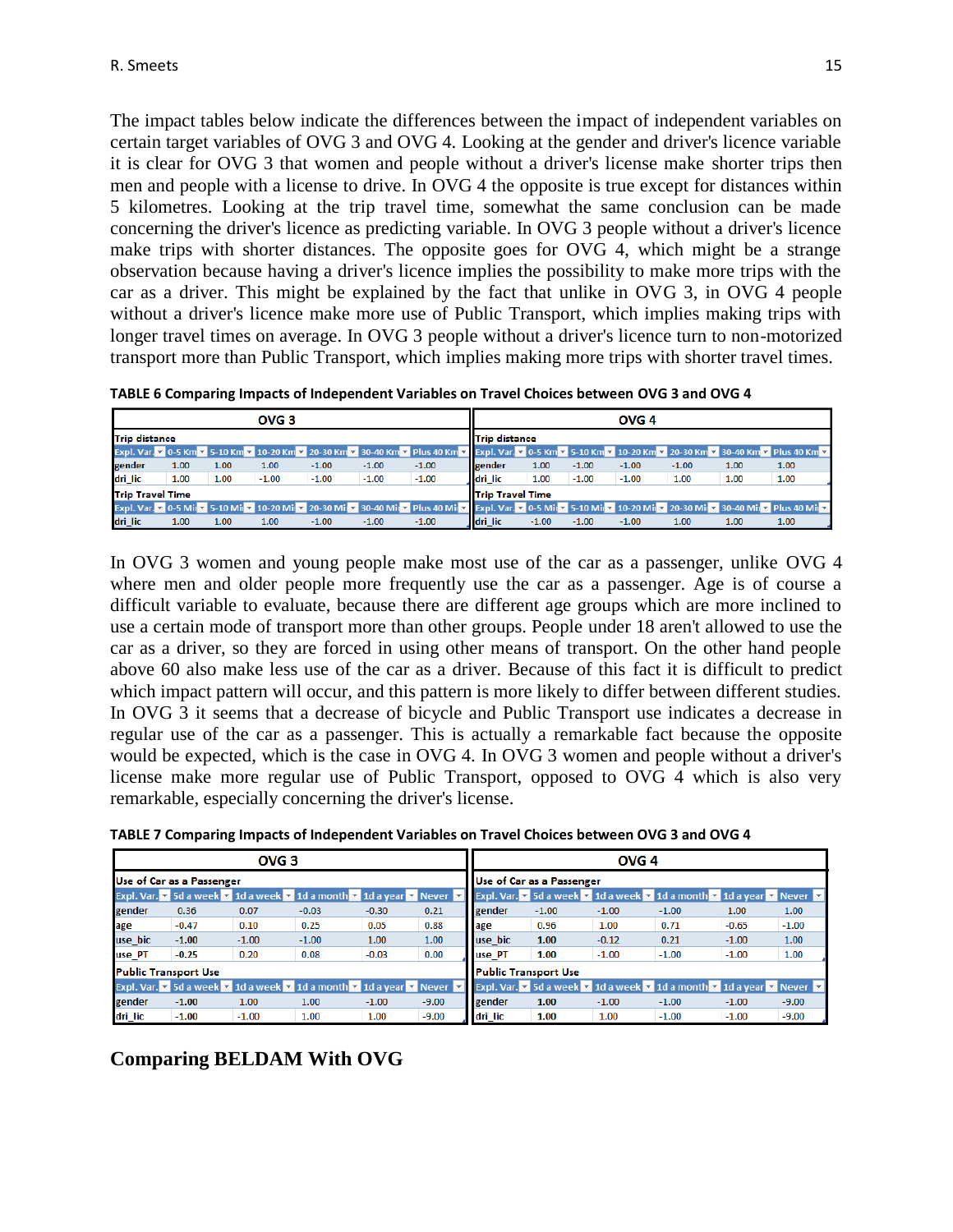The impact tables below indicate the differences between the impact of independent variables on certain target variables of OVG 3 and OVG 4. Looking at the gender and driver's licence variable it is clear for OVG 3 that women and people without a driver's license make shorter trips then men and people with a license to drive. In OVG 4 the opposite is true except for distances within 5 kilometres. Looking at the trip travel time, somewhat the same conclusion can be made concerning the driver's licence as predicting variable. In OVG 3 people without a driver's licence make trips with shorter distances. The opposite goes for OVG 4, which might be a strange observation because having a driver's licence implies the possibility to make more trips with the car as a driver. This might be explained by the fact that unlike in OVG 3, in OVG 4 people without a driver's licence make more use of Public Transport, which implies making trips with longer travel times on average. In OVG 3 people without a driver's licence turn to non-motorized transport more than Public Transport, which implies making more trips with shorter travel times.

**TABLE 6 Comparing Impacts of Independent Variables on Travel Choices between OVG 3 and OVG 4**

| OVG 3 | | | | | | | OVG 4 | | | | | | |
|---|---|---|---|---|---|---|---|---|---|---|---|---|---|
| **Trip distance** | | | | | | | **Trip distance** | | | | | | |
| Expl. Var. | 0-5 Km | 5-10 Km | 10-20 Km | 20-30 Km | 30-40 Km | Plus 40 Km | Expl. Var. | 0-5 Km | 5-10 Km | 10-20 Km | 20-30 Km | 30-40 Km | Plus 40 Km |
| gender | 1.00 | 1.00 | 1.00 | -1.00 | -1.00 | -1.00 | gender | 1.00 | -1.00 | -1.00 | -1.00 | 1.00 | 1.00 |
| dri_lic | 1.00 | 1.00 | -1.00 | -1.00 | -1.00 | -1.00 | dri_lic | 1.00 | -1.00 | -1.00 | 1.00 | 1.00 | 1.00 |
| **Trip Travel Time** | | | | | | | **Trip Travel Time** | | | | | | |
| Expl. Var. | 0-5 Mi | 5-10 Mi | 10-20 Mi | 20-30 Mi | 30-40 Mi | Plus 40 Mi | Expl. Var. | 0-5 Mi | 5-10 Mi | 10-20 Mi | 20-30 Mi | 30-40 Mi | Plus 40 Mi |
| dri_lic | 1.00 | 1.00 | 1.00 | -1.00 | -1.00 | -1.00 | dri_lic | -1.00 | -1.00 | -1.00 | 1.00 | 1.00 | 1.00 |

In OVG 3 women and young people make most use of the car as a passenger, unlike OVG 4 where men and older people more frequently use the car as a passenger. Age is of course a difficult variable to evaluate, because there are different age groups which are more inclined to use a certain mode of transport more than other groups. People under 18 aren't allowed to use the car as a driver, so they are forced in using other means of transport. On the other hand people above 60 also make less use of the car as a driver. Because of this fact it is difficult to predict which impact pattern will occur, and this pattern is more likely to differ between different studies. In OVG 3 it seems that a decrease of bicycle and Public Transport use indicates a decrease in regular use of the car as a passenger. This is actually a remarkable fact because the opposite would be expected, which is the case in OVG 4. In OVG 3 women and people without a driver's license make more regular use of Public Transport, opposed to OVG 4 which is also very remarkable, especially concerning the driver's license.

**TABLE 7 Comparing Impacts of Independent Variables on Travel Choices between OVG 3 and OVG 4**

| OVG 3 | | | | | | OVG 4 | | | | | |
|---|---|---|---|---|---|---|---|---|---|---|---|
| **Use of Car as a Passenger** | | | | | | **Use of Car as a Passenger** | | | | | |
| Expl. Var. | 5d a week | 1d a week | 1d a month | 1d a year | Never | Expl. Var. | 5d a week | 1d a week | 1d a month | 1d a year | Never |
| gender | 0.36 | 0.07 | -0.03 | -0.30 | 0.21 | gender | -1.00 | -1.00 | -1.00 | 1.00 | 1.00 |
| age | -0.47 | 0.10 | 0.25 | 0.05 | 0.88 | age | 0.96 | 1.00 | 0.71 | -0.65 | -1.00 |
| use_bic | -1.00 | -1.00 | -1.00 | 1.00 | 1.00 | use_bic | 1.00 | -0.12 | 0.21 | -1.00 | 1.00 |
| use_PT | -0.25 | 0.20 | 0.08 | -0.03 | 0.00 | use_PT | 1.00 | -1.00 | -1.00 | -1.00 | 1.00 |
| **Public Transport Use** | | | | | | **Public Transport Use** | | | | | |
| Expl. Var. | 5d a week | 1d a week | 1d a month | 1d a year | Never | Expl. Var. | 5d a week | 1d a week | 1d a month | 1d a year | Never |
| gender | -1.00 | 1.00 | 1.00 | -1.00 | -9.00 | gender | 1.00 | -1.00 | -1.00 | -1.00 | -9.00 |
| dri_lic | -1.00 | -1.00 | 1.00 | 1.00 | -9.00 | dri_lic | 1.00 | 1.00 | -1.00 | -1.00 | -9.00 |

## Comparing BELDAM With OVG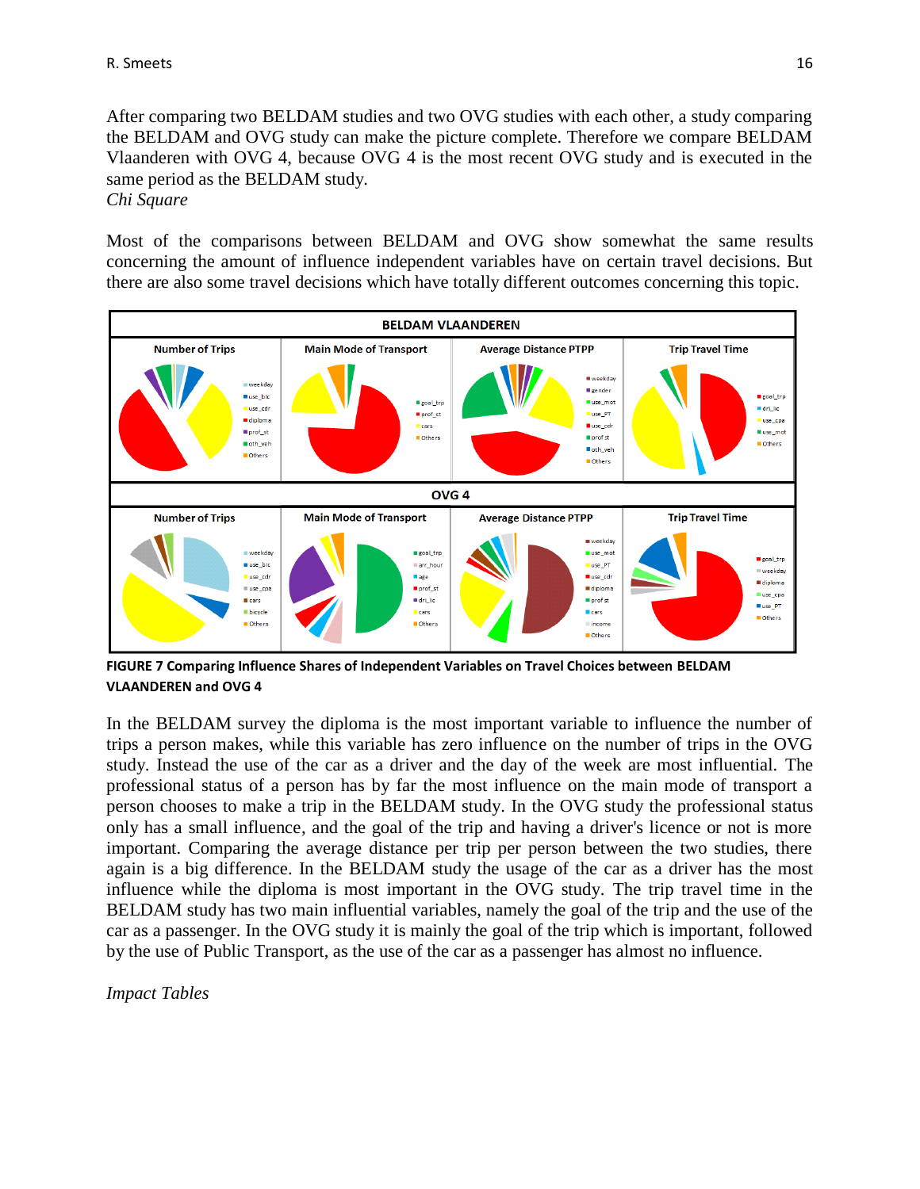After comparing two BELDAM studies and two OVG studies with each other, a study comparing the BELDAM and OVG study can make the picture complete. Therefore we compare BELDAM Vlaanderen with OVG 4, because OVG 4 is the most recent OVG study and is executed in the same period as the BELDAM study.

*Chi Square*

Most of the comparisons between BELDAM and OVG show somewhat the same results concerning the amount of influence independent variables have on certain travel decisions. But there are also some travel decisions which have totally different outcomes concerning this topic.

**FIGURE 7 Comparing Influence Shares of Independent Variables on Travel Choices between BELDAM VLAANDEREN and OVG 4**

In the BELDAM survey the diploma is the most important variable to influence the number of trips a person makes, while this variable has zero influence on the number of trips in the OVG study. Instead the use of the car as a driver and the day of the week are most influential. The professional status of a person has by far the most influence on the main mode of transport a person chooses to make a trip in the BELDAM study. In the OVG study the professional status only has a small influence, and the goal of the trip and having a driver's licence or not is more important. Comparing the average distance per trip per person between the two studies, there again is a big difference. In the BELDAM study the usage of the car as a driver has the most influence while the diploma is most important in the OVG study. The trip travel time in the BELDAM study has two main influential variables, namely the goal of the trip and the use of the car as a passenger. In the OVG study it is mainly the goal of the trip which is important, followed by the use of Public Transport, as the use of the car as a passenger has almost no influence.

*Impact Tables*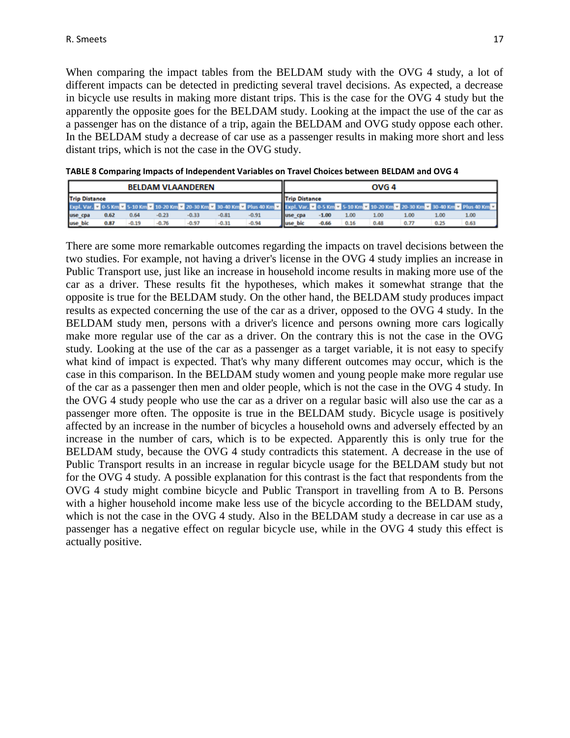When comparing the impact tables from the BELDAM study with the OVG 4 study, a lot of different impacts can be detected in predicting several travel decisions. As expected, a decrease in bicycle use results in making more distant trips. This is the case for the OVG 4 study but the apparently the opposite goes for the BELDAM study. Looking at the impact the use of the car as a passenger has on the distance of a trip, again the BELDAM and OVG study oppose each other. In the BELDAM study a decrease of car use as a passenger results in making more short and less distant trips, which is not the case in the OVG study.

**TABLE 8 Comparing Impacts of Independent Variables on Travel Choices between BELDAM and OVG 4**

| BELDAM VLAANDEREN | | | | | | | OVG 4 | | | | | | |
|---|---|---|---|---|---|---|---|---|---|---|---|---|---|
| Trip Distance | | | | | | | Trip Distance | | | | | | |
| Expl. Var. | 0-5 Km | 5-10 Km | 10-20 Km | 20-30 Km | 30-40 Km | Plus 40 Km | Expl. Var. | 0-5 Km | 5-10 Km | 10-20 Km | 20-30 Km | 30-40 Km | Plus 40 Km |
| use_cpa | 0.62 | 0.64 | -0.23 | -0.33 | -0.81 | -0.91 | use_cpa | -1.00 | 1.00 | 1.00 | 1.00 | 1.00 | 1.00 |
| use_bic | 0.87 | -0.19 | -0.76 | -0.97 | -0.31 | -0.94 | use_bic | -0.66 | 0.16 | 0.48 | 0.77 | 0.25 | 0.63 |

There are some more remarkable outcomes regarding the impacts on travel decisions between the two studies. For example, not having a driver's license in the OVG 4 study implies an increase in Public Transport use, just like an increase in household income results in making more use of the car as a driver. These results fit the hypotheses, which makes it somewhat strange that the opposite is true for the BELDAM study. On the other hand, the BELDAM study produces impact results as expected concerning the use of the car as a driver, opposed to the OVG 4 study. In the BELDAM study men, persons with a driver's licence and persons owning more cars logically make more regular use of the car as a driver. On the contrary this is not the case in the OVG study. Looking at the use of the car as a passenger as a target variable, it is not easy to specify what kind of impact is expected. That's why many different outcomes may occur, which is the case in this comparison. In the BELDAM study women and young people make more regular use of the car as a passenger then men and older people, which is not the case in the OVG 4 study. In the OVG 4 study people who use the car as a driver on a regular basic will also use the car as a passenger more often. The opposite is true in the BELDAM study. Bicycle usage is positively affected by an increase in the number of bicycles a household owns and adversely effected by an increase in the number of cars, which is to be expected. Apparently this is only true for the BELDAM study, because the OVG 4 study contradicts this statement. A decrease in the use of Public Transport results in an increase in regular bicycle usage for the BELDAM study but not for the OVG 4 study. A possible explanation for this contrast is the fact that respondents from the OVG 4 study might combine bicycle and Public Transport in travelling from A to B. Persons with a higher household income make less use of the bicycle according to the BELDAM study, which is not the case in the OVG 4 study. Also in the BELDAM study a decrease in car use as a passenger has a negative effect on regular bicycle use, while in the OVG 4 study this effect is actually positive.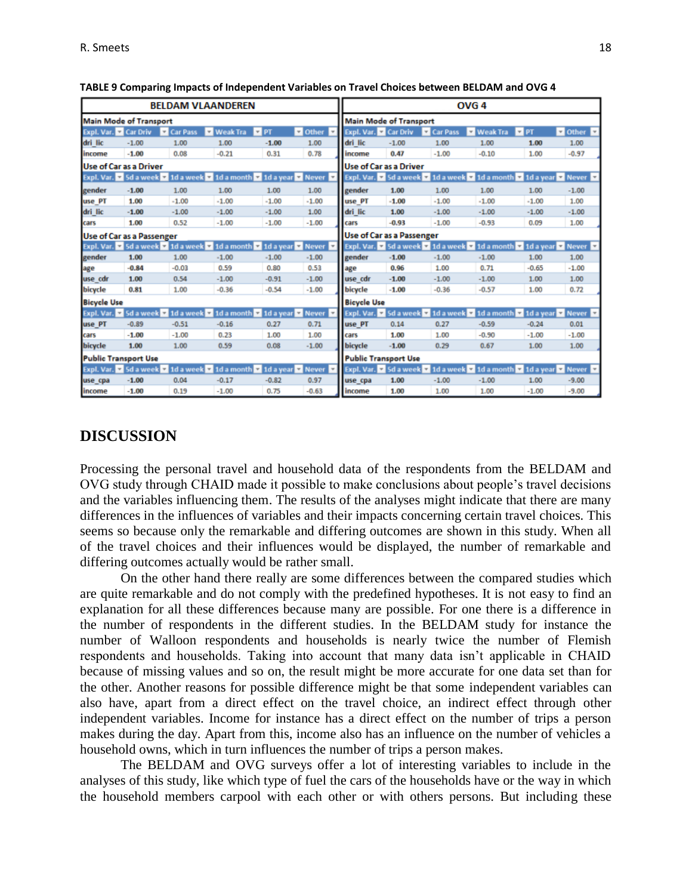**TABLE 9 Comparing Impacts of Independent Variables on Travel Choices between BELDAM and OVG 4**

| BELDAM VLAANDEREN | | | | | | OVG 4 | | | | | |
|---|---|---|---|---|---|---|---|---|---|---|---|
| **Main Mode of Transport** | | | | | | **Main Mode of Transport** | | | | | |
| Expl. Var. | Car Driv | Car Pass | Weak Tra | PT | Other | Expl. Var. | Car Driv | Car Pass | Weak Tra | PT | Other |
| dri_lic | -1.00 | 1.00 | 1.00 | **-1.00** | 1.00 | dri_lic | -1.00 | 1.00 | 1.00 | **1.00** | 1.00 |
| income | **-1.00** | 0.08 | -0.21 | 0.31 | 0.78 | income | **0.47** | -1.00 | -0.10 | 1.00 | -0.97 |
| **Use of Car as a Driver** | | | | | | **Use of Car as a Driver** | | | | | |
| Expl. Var. | 5d a week | 1d a week | 1d a month | 1d a year | Never | Expl. Var. | 5d a week | 1d a week | 1d a month | 1d a year | Never |
| gender | **-1.00** | 1.00 | 1.00 | 1.00 | 1.00 | gender | **1.00** | 1.00 | 1.00 | 1.00 | -1.00 |
| use_PT | **1.00** | -1.00 | -1.00 | -1.00 | -1.00 | use_PT | **-1.00** | -1.00 | -1.00 | -1.00 | 1.00 |
| dri_lic | **-1.00** | -1.00 | -1.00 | -1.00 | 1.00 | dri_lic | **1.00** | -1.00 | -1.00 | -1.00 | -1.00 |
| cars | **1.00** | 0.52 | -1.00 | -1.00 | -1.00 | cars | **-0.93** | -1.00 | -0.93 | 0.09 | 1.00 |
| **Use of Car as a Passenger** | | | | | | **Use of Car as a Passenger** | | | | | |
| Expl. Var. | 5d a week | 1d a week | 1d a month | 1d a year | Never | Expl. Var. | 5d a week | 1d a week | 1d a month | 1d a year | Never |
| gender | **1.00** | 1.00 | -1.00 | -1.00 | -1.00 | gender | **-1.00** | -1.00 | -1.00 | 1.00 | 1.00 |
| age | **-0.84** | -0.03 | 0.59 | 0.80 | 0.53 | age | **0.96** | 1.00 | 0.71 | -0.65 | -1.00 |
| use_cdr | **1.00** | 0.54 | -1.00 | -0.91 | -1.00 | use_cdr | **-1.00** | -1.00 | -1.00 | 1.00 | 1.00 |
| bicycle | **0.81** | 1.00 | -0.36 | -0.54 | -1.00 | bicycle | **-1.00** | -0.36 | -0.57 | 1.00 | 0.72 |
| **Bicycle Use** | | | | | | **Bicycle Use** | | | | | |
| Expl. Var. | 5d a week | 1d a week | 1d a month | 1d a year | Never | Expl. Var. | 5d a week | 1d a week | 1d a month | 1d a year | Never |
| use_PT | -0.89 | -0.51 | -0.16 | 0.27 | 0.71 | use_PT | 0.14 | 0.27 | -0.59 | -0.24 | 0.01 |
| cars | **-1.00** | -1.00 | 0.23 | 1.00 | 1.00 | cars | **1.00** | 1.00 | -0.90 | -1.00 | -1.00 |
| bicycle | **1.00** | 1.00 | 0.59 | 0.08 | -1.00 | bicycle | **-1.00** | 0.29 | 0.67 | 1.00 | 1.00 |
| **Public Transport Use** | | | | | | **Public Transport Use** | | | | | |
| Expl. Var. | 5d a week | 1d a week | 1d a month | 1d a year | Never | Expl. Var. | 5d a week | 1d a week | 1d a month | 1d a year | Never |
| use_cpa | **-1.00** | 0.04 | -0.17 | -0.82 | 0.97 | use_cpa | **1.00** | -1.00 | -1.00 | 1.00 | -9.00 |
| income | **-1.00** | 0.19 | -1.00 | 0.75 | -0.63 | income | **1.00** | 1.00 | 1.00 | -1.00 | -9.00 |

# DISCUSSION

Processing the personal travel and household data of the respondents from the BELDAM and OVG study through CHAID made it possible to make conclusions about people's travel decisions and the variables influencing them. The results of the analyses might indicate that there are many differences in the influences of variables and their impacts concerning certain travel choices. This seems so because only the remarkable and differing outcomes are shown in this study. When all of the travel choices and their influences would be displayed, the number of remarkable and differing outcomes actually would be rather small.

On the other hand there really are some differences between the compared studies which are quite remarkable and do not comply with the predefined hypotheses. It is not easy to find an explanation for all these differences because many are possible. For one there is a difference in the number of respondents in the different studies. In the BELDAM study for instance the number of Walloon respondents and households is nearly twice the number of Flemish respondents and households. Taking into account that many data isn't applicable in CHAID because of missing values and so on, the result might be more accurate for one data set than for the other. Another reasons for possible difference might be that some independent variables can also have, apart from a direct effect on the travel choice, an indirect effect through other independent variables. Income for instance has a direct effect on the number of trips a person makes during the day. Apart from this, income also has an influence on the number of vehicles a household owns, which in turn influences the number of trips a person makes.

The BELDAM and OVG surveys offer a lot of interesting variables to include in the analyses of this study, like which type of fuel the cars of the households have or the way in which the household members carpool with each other or with others persons. But including these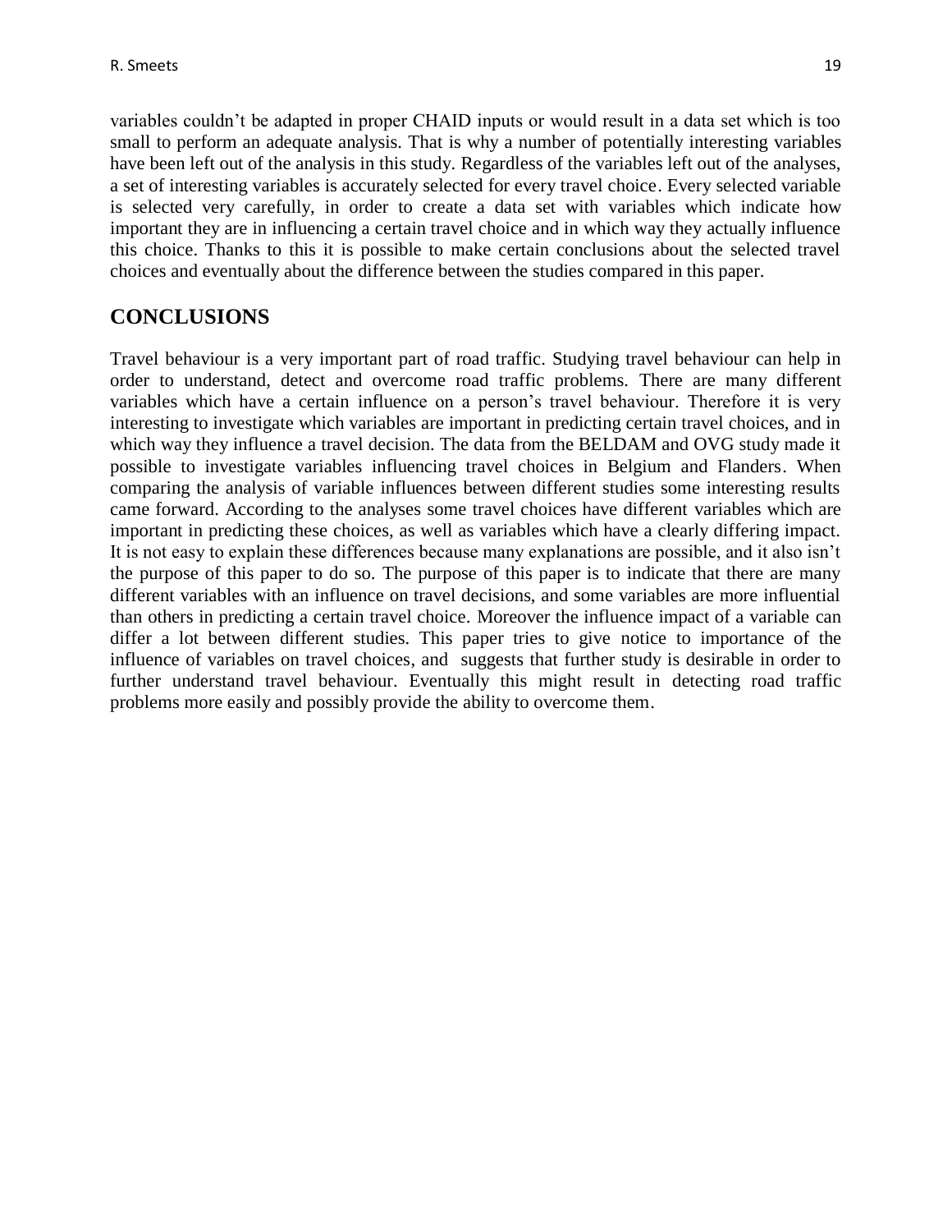variables couldn't be adapted in proper CHAID inputs or would result in a data set which is too small to perform an adequate analysis. That is why a number of potentially interesting variables have been left out of the analysis in this study. Regardless of the variables left out of the analyses, a set of interesting variables is accurately selected for every travel choice. Every selected variable is selected very carefully, in order to create a data set with variables which indicate how important they are in influencing a certain travel choice and in which way they actually influence this choice. Thanks to this it is possible to make certain conclusions about the selected travel choices and eventually about the difference between the studies compared in this paper.

## CONCLUSIONS

Travel behaviour is a very important part of road traffic. Studying travel behaviour can help in order to understand, detect and overcome road traffic problems. There are many different variables which have a certain influence on a person's travel behaviour. Therefore it is very interesting to investigate which variables are important in predicting certain travel choices, and in which way they influence a travel decision. The data from the BELDAM and OVG study made it possible to investigate variables influencing travel choices in Belgium and Flanders. When comparing the analysis of variable influences between different studies some interesting results came forward. According to the analyses some travel choices have different variables which are important in predicting these choices, as well as variables which have a clearly differing impact. It is not easy to explain these differences because many explanations are possible, and it also isn't the purpose of this paper to do so. The purpose of this paper is to indicate that there are many different variables with an influence on travel decisions, and some variables are more influential than others in predicting a certain travel choice. Moreover the influence impact of a variable can differ a lot between different studies. This paper tries to give notice to importance of the influence of variables on travel choices, and suggests that further study is desirable in order to further understand travel behaviour. Eventually this might result in detecting road traffic problems more easily and possibly provide the ability to overcome them.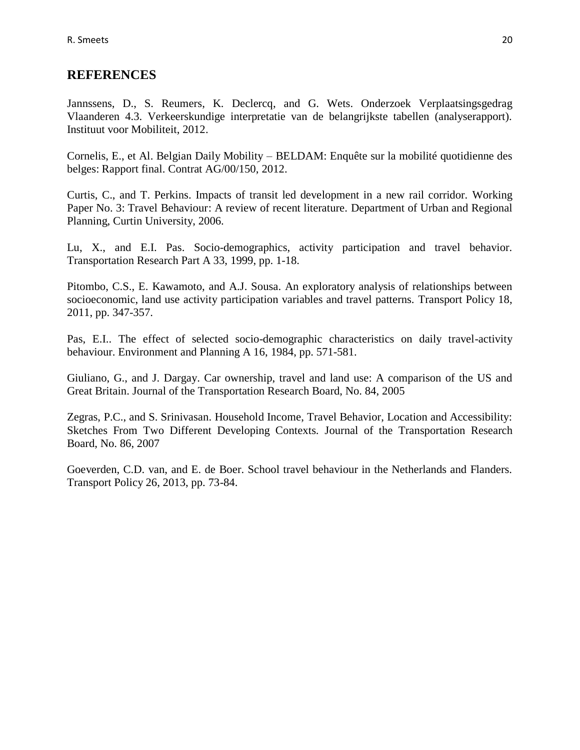## REFERENCES

Jannssens, D., S. Reumers, K. Declercq, and G. Wets. Onderzoek Verplaatsingsgedrag Vlaanderen 4.3. Verkeerskundige interpretatie van de belangrijkste tabellen (analyserapport). Instituut voor Mobiliteit, 2012.

Cornelis, E., et Al. Belgian Daily Mobility – BELDAM: Enquête sur la mobilité quotidienne des belges: Rapport final. Contrat AG/00/150, 2012.

Curtis, C., and T. Perkins. Impacts of transit led development in a new rail corridor. Working Paper No. 3: Travel Behaviour: A review of recent literature. Department of Urban and Regional Planning, Curtin University, 2006.

Lu, X., and E.I. Pas. Socio-demographics, activity participation and travel behavior. Transportation Research Part A 33, 1999, pp. 1-18.

Pitombo, C.S., E. Kawamoto, and A.J. Sousa. An exploratory analysis of relationships between socioeconomic, land use activity participation variables and travel patterns. Transport Policy 18, 2011, pp. 347-357.

Pas, E.I.. The effect of selected socio-demographic characteristics on daily travel-activity behaviour. Environment and Planning A 16, 1984, pp. 571-581.

Giuliano, G., and J. Dargay. Car ownership, travel and land use: A comparison of the US and Great Britain. Journal of the Transportation Research Board, No. 84, 2005

Zegras, P.C., and S. Srinivasan. Household Income, Travel Behavior, Location and Accessibility: Sketches From Two Different Developing Contexts. Journal of the Transportation Research Board, No. 86, 2007

Goeverden, C.D. van, and E. de Boer. School travel behaviour in the Netherlands and Flanders. Transport Policy 26, 2013, pp. 73-84.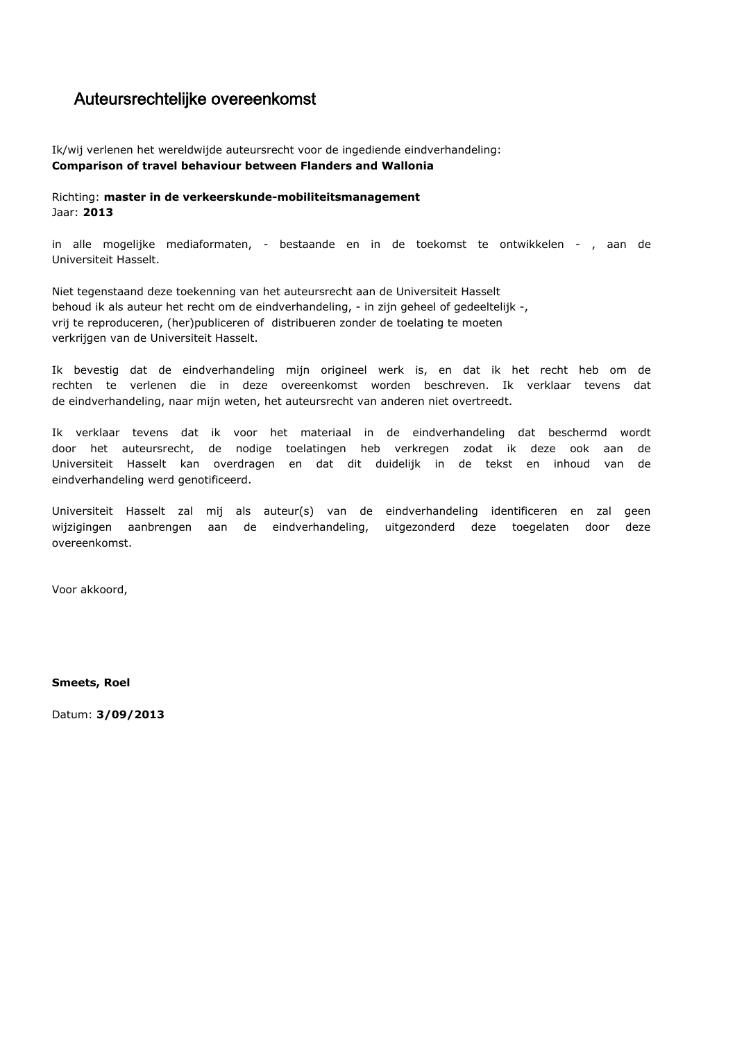# Auteursrechtelijke overeenkomst

Ik/wij verlenen het wereldwijde auteursrecht voor de ingediende eindverhandeling:
**Comparison of travel behaviour between Flanders and Wallonia**

Richting: **master in de verkeerskunde-mobiliteitsmanagement**
Jaar: **2013**

in alle mogelijke mediaformaten, - bestaande en in de toekomst te ontwikkelen - , aan de Universiteit Hasselt.

Niet tegenstaand deze toekenning van het auteursrecht aan de Universiteit Hasselt behoud ik als auteur het recht om de eindverhandeling, - in zijn geheel of gedeeltelijk -, vrij te reproduceren, (her)publiceren of distribueren zonder de toelating te moeten verkrijgen van de Universiteit Hasselt.

Ik bevestig dat de eindverhandeling mijn origineel werk is, en dat ik het recht heb om de rechten te verlenen die in deze overeenkomst worden beschreven. Ik verklaar tevens dat de eindverhandeling, naar mijn weten, het auteursrecht van anderen niet overtreedt.

Ik verklaar tevens dat ik voor het materiaal in de eindverhandeling dat beschermd wordt door het auteursrecht, de nodige toelatingen heb verkregen zodat ik deze ook aan de Universiteit Hasselt kan overdragen en dat dit duidelijk in de tekst en inhoud van de eindverhandeling werd genotificeerd.

Universiteit Hasselt zal mij als auteur(s) van de eindverhandeling identificeren en zal geen wijzigingen aanbrengen aan de eindverhandeling, uitgezonderd deze toegelaten door deze overeenkomst.

Voor akkoord,

**Smeets, Roel**

Datum: **3/09/2013**